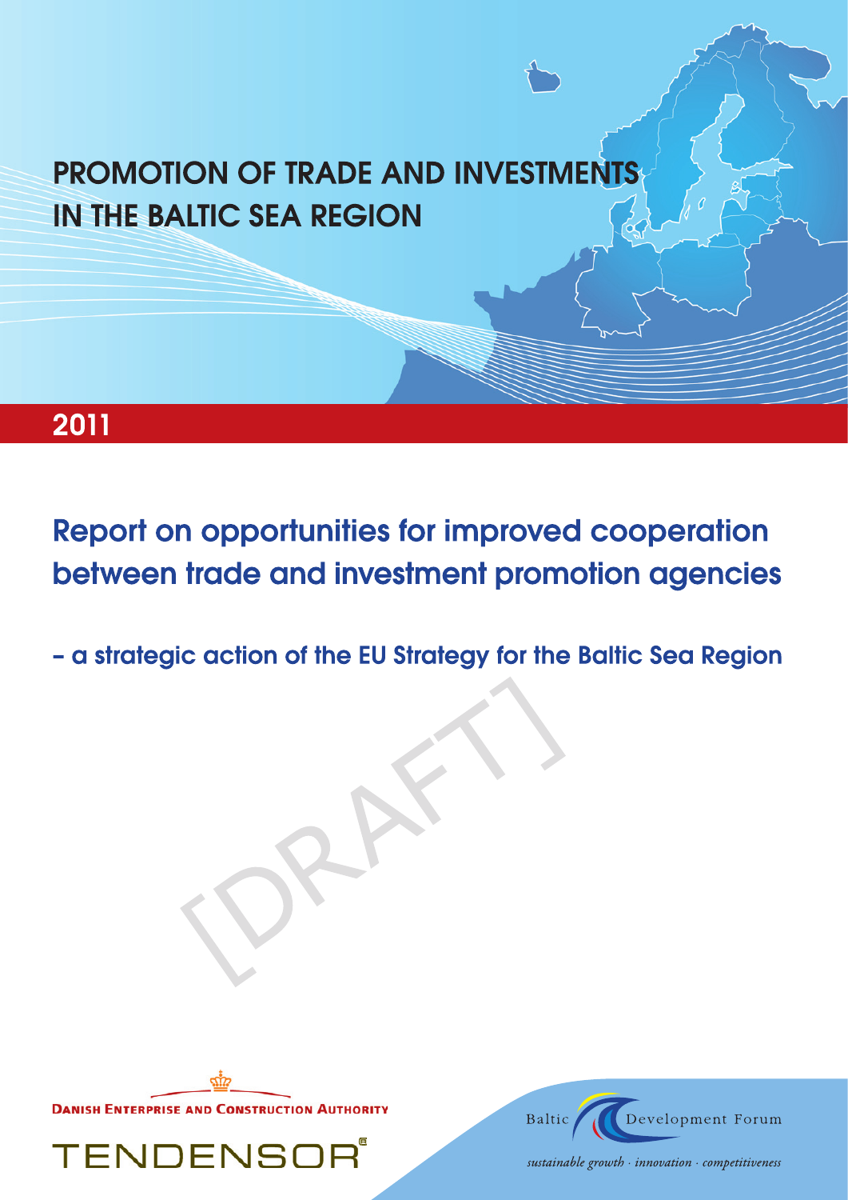# PROMOTION OF TRADE AND INVESTMENTS IN THE BALTIC SEA REGION

**2011**

## Report on opportunities for improved cooperation between trade and investment promotion agencies

### – a strategic action of the EU Strategy for the Baltic Sea Region

[DRAFT]

DANISH ENTERPRISE AND CONSTRUCTION AUTHORITY

TENDENSOR

Baltic Development Forum

*sustainable growth · innovation · competitiveness*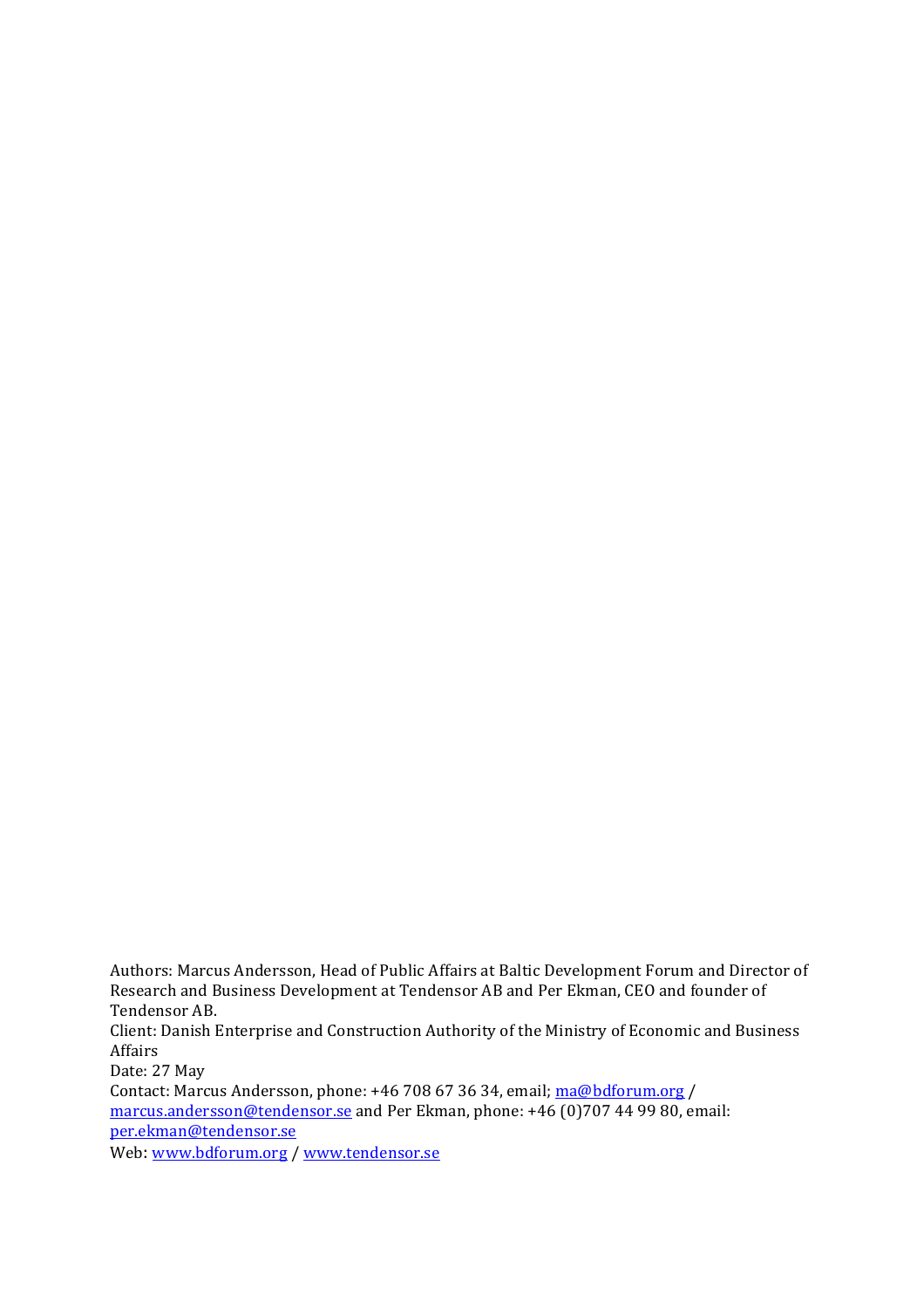Authors: Marcus Andersson, Head of Public Affairs at Baltic Development Forum and Director of Research and Business Development at Tendensor AB and Per Ekman, CEO and founder of Tendensor AB.
Client: Danish Enterprise and Construction Authority of the Ministry of Economic and Business Affairs
Date: 27 May
Contact: Marcus Andersson, phone: +46 708 67 36 34, email; ma@bdforum.org / marcus.andersson@tendensor.se and Per Ekman, phone: +46 (0)707 44 99 80, email: per.ekman@tendensor.se
Web: www.bdforum.org / www.tendensor.se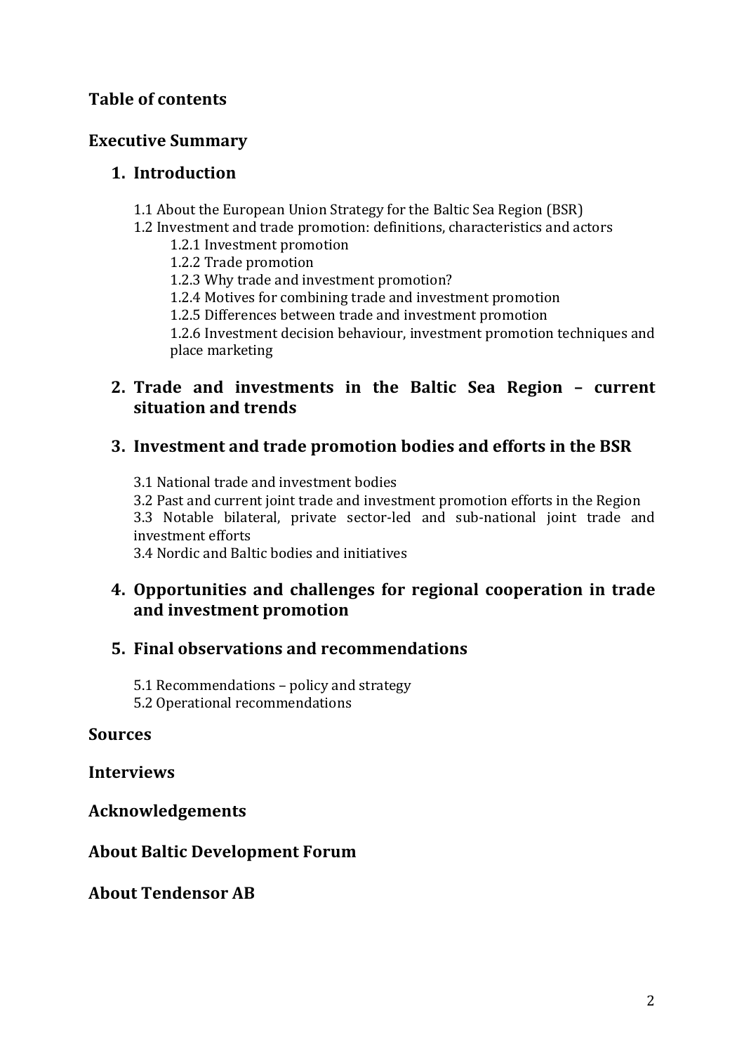## Table of contents

## Executive Summary

### 1. Introduction

1.1 About the European Union Strategy for the Baltic Sea Region (BSR)

1.2 Investment and trade promotion: definitions, characteristics and actors

- 1.2.1 Investment promotion
- 1.2.2 Trade promotion
- 1.2.3 Why trade and investment promotion?
- 1.2.4 Motives for combining trade and investment promotion
- 1.2.5 Differences between trade and investment promotion
- 1.2.6 Investment decision behaviour, investment promotion techniques and place marketing

### 2. Trade and investments in the Baltic Sea Region – current situation and trends

### 3. Investment and trade promotion bodies and efforts in the BSR

3.1 National trade and investment bodies

3.2 Past and current joint trade and investment promotion efforts in the Region

3.3 Notable bilateral, private sector-led and sub-national joint trade and investment efforts

3.4 Nordic and Baltic bodies and initiatives

### 4. Opportunities and challenges for regional cooperation in trade and investment promotion

### 5. Final observations and recommendations

5.1 Recommendations – policy and strategy

5.2 Operational recommendations

## Sources

## Interviews

## Acknowledgements

## About Baltic Development Forum

## About Tendensor AB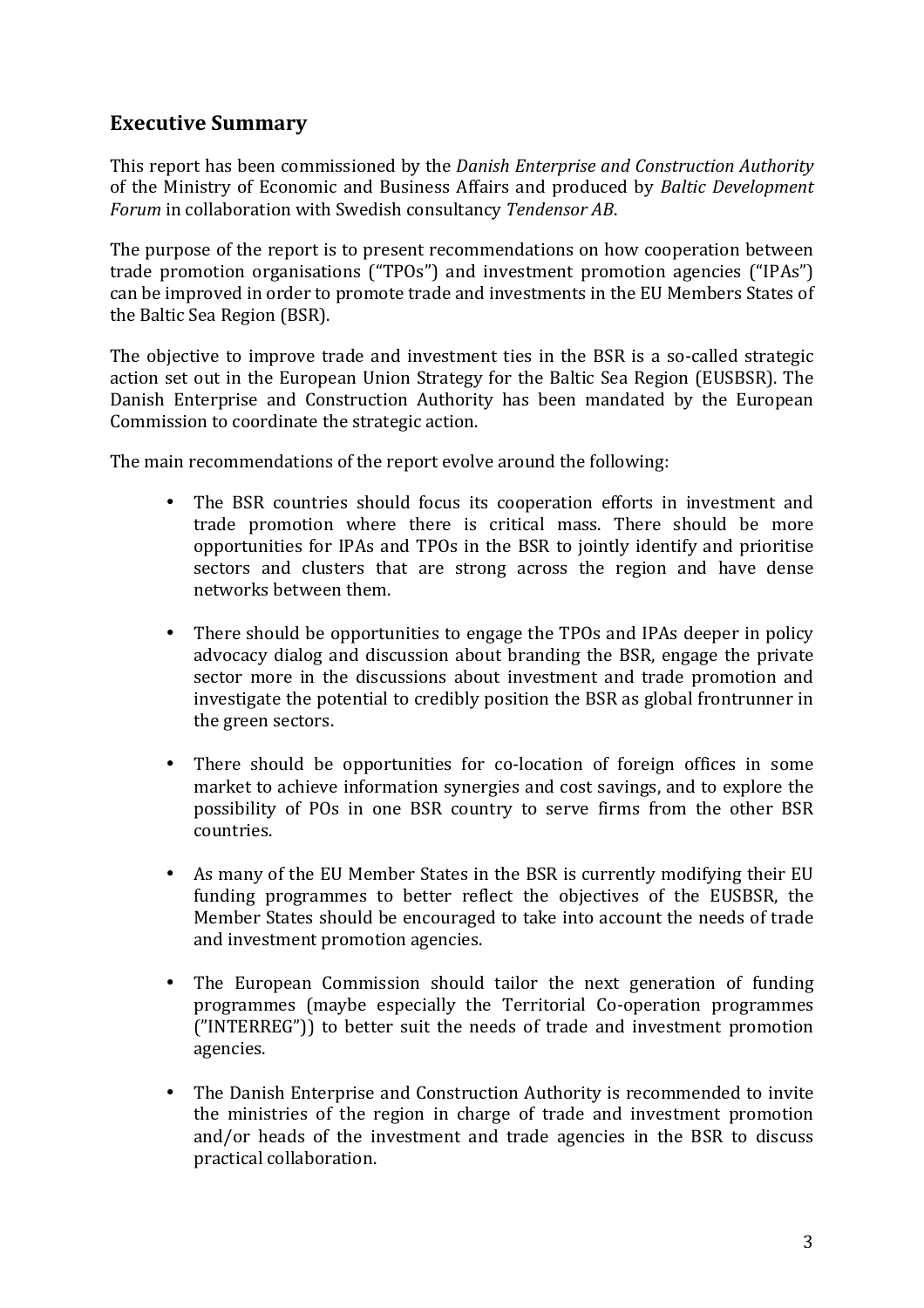## Executive Summary

This report has been commissioned by the *Danish Enterprise and Construction Authority* of the Ministry of Economic and Business Affairs and produced by *Baltic Development Forum* in collaboration with Swedish consultancy *Tendensor AB*.

The purpose of the report is to present recommendations on how cooperation between trade promotion organisations ("TPOs") and investment promotion agencies ("IPAs") can be improved in order to promote trade and investments in the EU Members States of the Baltic Sea Region (BSR).

The objective to improve trade and investment ties in the BSR is a so-called strategic action set out in the European Union Strategy for the Baltic Sea Region (EUSBSR). The Danish Enterprise and Construction Authority has been mandated by the European Commission to coordinate the strategic action.

The main recommendations of the report evolve around the following:

- The BSR countries should focus its cooperation efforts in investment and trade promotion where there is critical mass. There should be more opportunities for IPAs and TPOs in the BSR to jointly identify and prioritise sectors and clusters that are strong across the region and have dense networks between them.

- There should be opportunities to engage the TPOs and IPAs deeper in policy advocacy dialog and discussion about branding the BSR, engage the private sector more in the discussions about investment and trade promotion and investigate the potential to credibly position the BSR as global frontrunner in the green sectors.

- There should be opportunities for co-location of foreign offices in some market to achieve information synergies and cost savings, and to explore the possibility of POs in one BSR country to serve firms from the other BSR countries.

- As many of the EU Member States in the BSR is currently modifying their EU funding programmes to better reflect the objectives of the EUSBSR, the Member States should be encouraged to take into account the needs of trade and investment promotion agencies.

- The European Commission should tailor the next generation of funding programmes (maybe especially the Territorial Co-operation programmes ("INTERREG")) to better suit the needs of trade and investment promotion agencies.

- The Danish Enterprise and Construction Authority is recommended to invite the ministries of the region in charge of trade and investment promotion and/or heads of the investment and trade agencies in the BSR to discuss practical collaboration.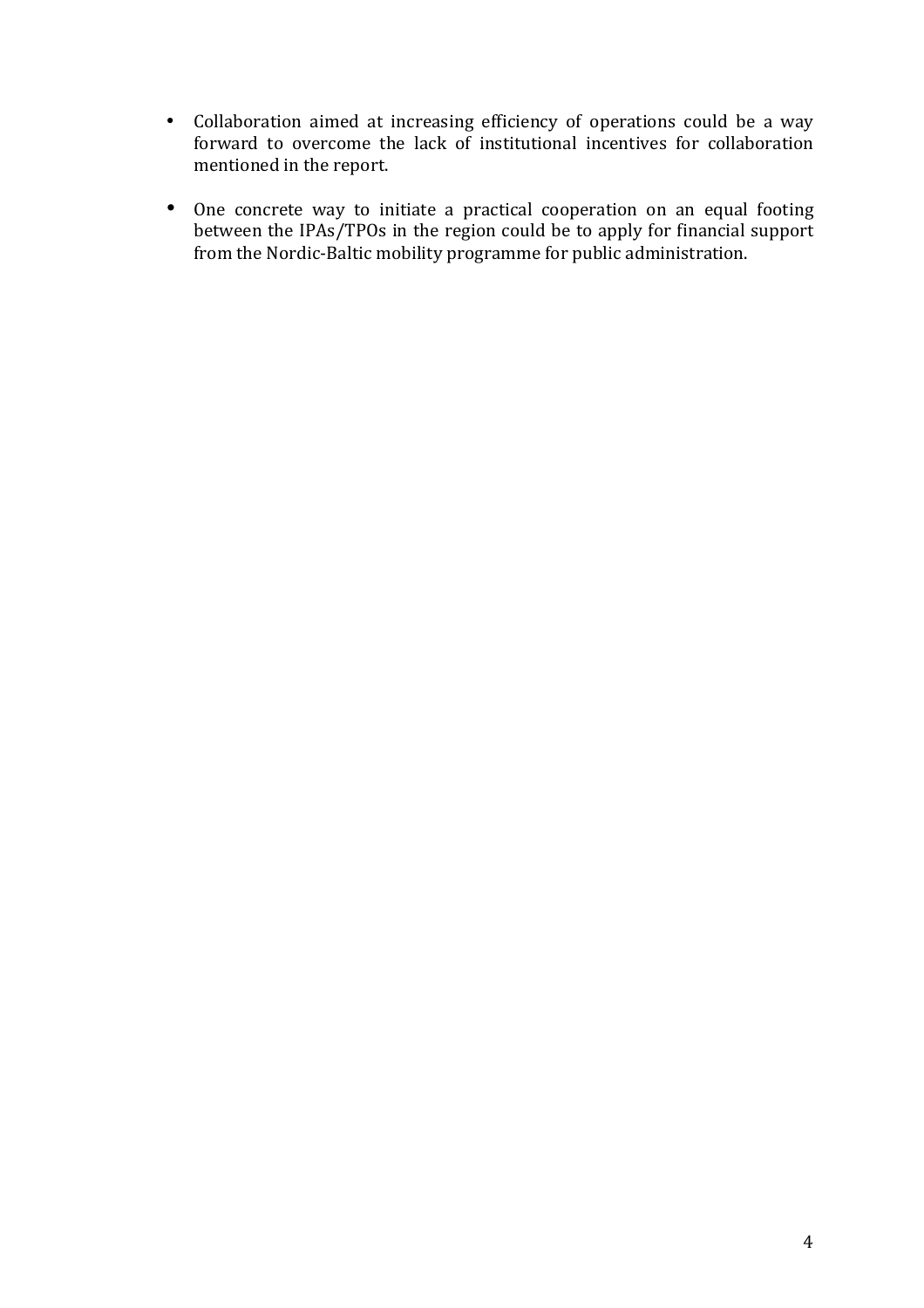- Collaboration aimed at increasing efficiency of operations could be a way forward to overcome the lack of institutional incentives for collaboration mentioned in the report.

- One concrete way to initiate a practical cooperation on an equal footing between the IPAs/TPOs in the region could be to apply for financial support from the Nordic-Baltic mobility programme for public administration.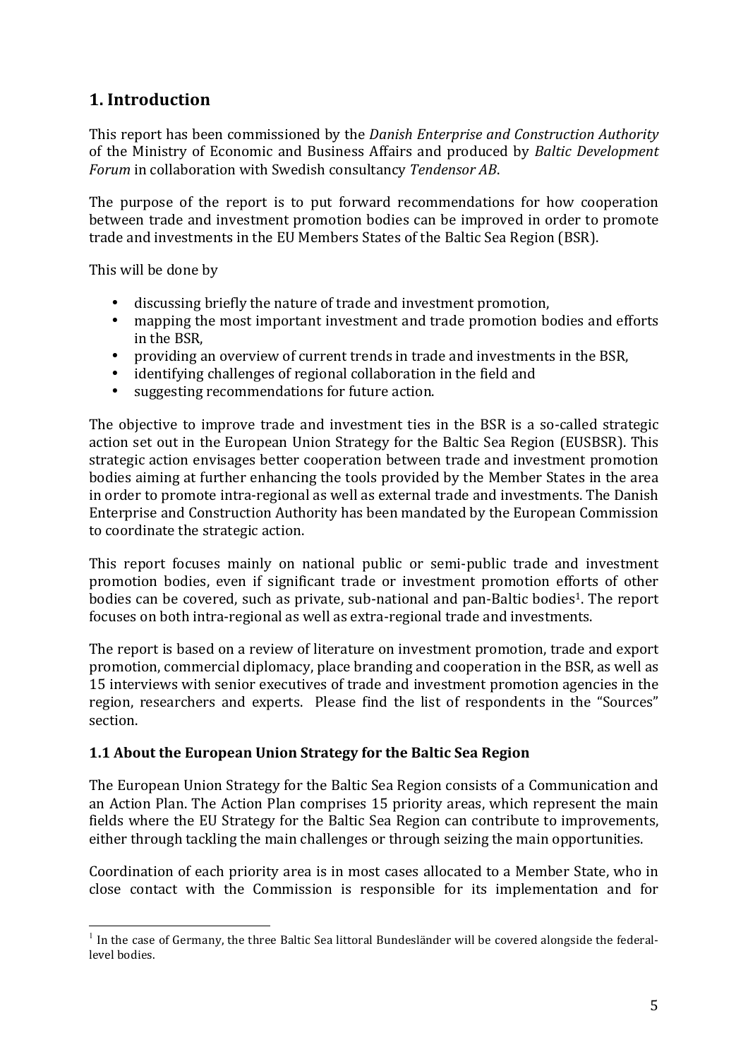# 1. Introduction

This report has been commissioned by the *Danish Enterprise and Construction Authority* of the Ministry of Economic and Business Affairs and produced by *Baltic Development Forum* in collaboration with Swedish consultancy *Tendensor AB*.

The purpose of the report is to put forward recommendations for how cooperation between trade and investment promotion bodies can be improved in order to promote trade and investments in the EU Members States of the Baltic Sea Region (BSR).

This will be done by

- discussing briefly the nature of trade and investment promotion,
- mapping the most important investment and trade promotion bodies and efforts in the BSR,
- providing an overview of current trends in trade and investments in the BSR,
- identifying challenges of regional collaboration in the field and
- suggesting recommendations for future action.

The objective to improve trade and investment ties in the BSR is a so-called strategic action set out in the European Union Strategy for the Baltic Sea Region (EUSBSR). This strategic action envisages better cooperation between trade and investment promotion bodies aiming at further enhancing the tools provided by the Member States in the area in order to promote intra-regional as well as external trade and investments. The Danish Enterprise and Construction Authority has been mandated by the European Commission to coordinate the strategic action.

This report focuses mainly on national public or semi-public trade and investment promotion bodies, even if significant trade or investment promotion efforts of other bodies can be covered, such as private, sub-national and pan-Baltic bodies[1]. The report focuses on both intra-regional as well as extra-regional trade and investments.

The report is based on a review of literature on investment promotion, trade and export promotion, commercial diplomacy, place branding and cooperation in the BSR, as well as 15 interviews with senior executives of trade and investment promotion agencies in the region, researchers and experts. Please find the list of respondents in the "Sources" section.

### 1.1 About the European Union Strategy for the Baltic Sea Region

The European Union Strategy for the Baltic Sea Region consists of a Communication and an Action Plan. The Action Plan comprises 15 priority areas, which represent the main fields where the EU Strategy for the Baltic Sea Region can contribute to improvements, either through tackling the main challenges or through seizing the main opportunities.

Coordination of each priority area is in most cases allocated to a Member State, who in close contact with the Commission is responsible for its implementation and for

[1] In the case of Germany, the three Baltic Sea littoral Bundesländer will be covered alongside the federal-level bodies.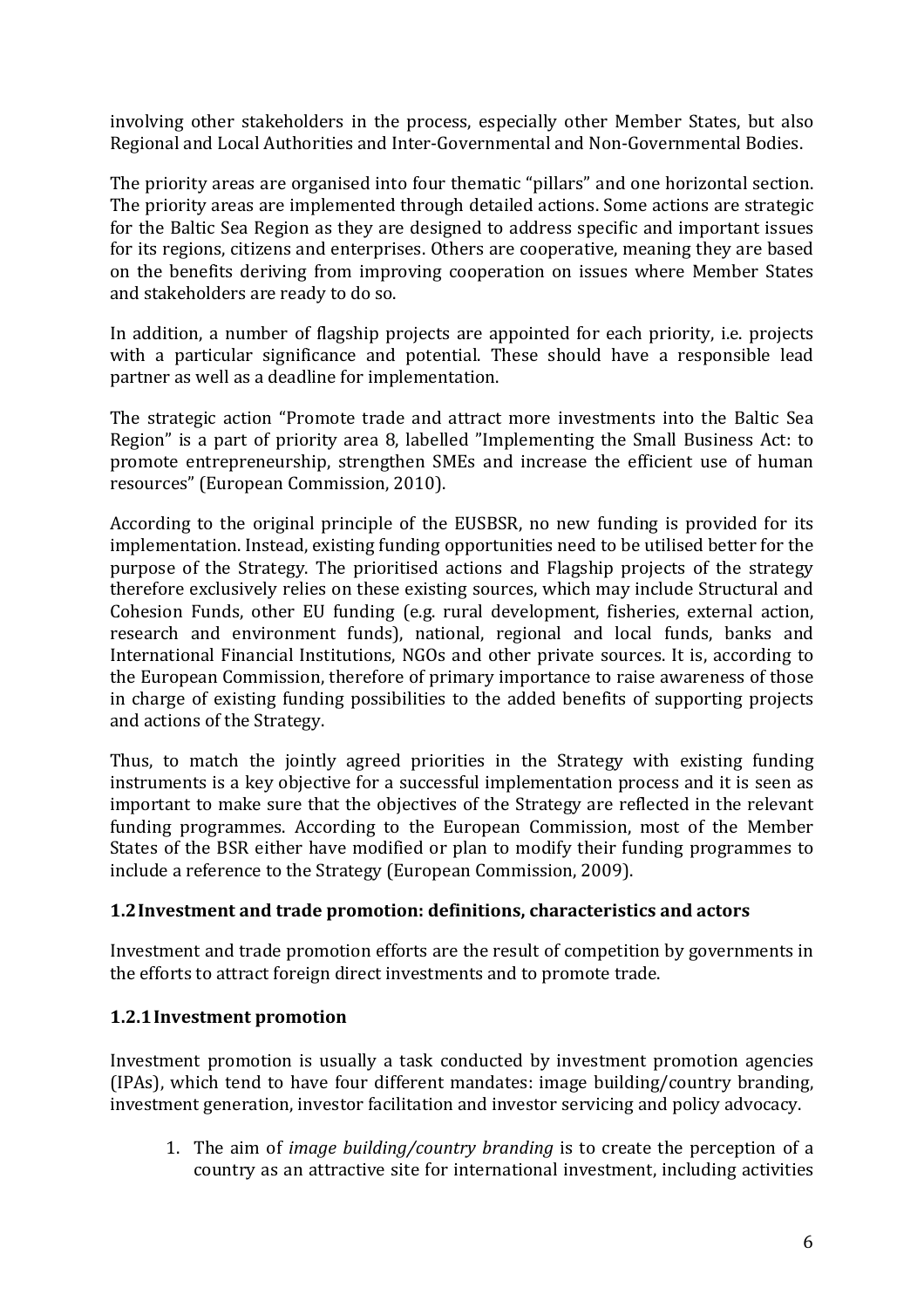involving other stakeholders in the process, especially other Member States, but also Regional and Local Authorities and Inter-Governmental and Non-Governmental Bodies.

The priority areas are organised into four thematic "pillars" and one horizontal section. The priority areas are implemented through detailed actions. Some actions are strategic for the Baltic Sea Region as they are designed to address specific and important issues for its regions, citizens and enterprises. Others are cooperative, meaning they are based on the benefits deriving from improving cooperation on issues where Member States and stakeholders are ready to do so.

In addition, a number of flagship projects are appointed for each priority, i.e. projects with a particular significance and potential. These should have a responsible lead partner as well as a deadline for implementation.

The strategic action "Promote trade and attract more investments into the Baltic Sea Region" is a part of priority area 8, labelled "Implementing the Small Business Act: to promote entrepreneurship, strengthen SMEs and increase the efficient use of human resources" (European Commission, 2010).

According to the original principle of the EUSBSR, no new funding is provided for its implementation. Instead, existing funding opportunities need to be utilised better for the purpose of the Strategy. The prioritised actions and Flagship projects of the strategy therefore exclusively relies on these existing sources, which may include Structural and Cohesion Funds, other EU funding (e.g. rural development, fisheries, external action, research and environment funds), national, regional and local funds, banks and International Financial Institutions, NGOs and other private sources. It is, according to the European Commission, therefore of primary importance to raise awareness of those in charge of existing funding possibilities to the added benefits of supporting projects and actions of the Strategy.

Thus, to match the jointly agreed priorities in the Strategy with existing funding instruments is a key objective for a successful implementation process and it is seen as important to make sure that the objectives of the Strategy are reflected in the relevant funding programmes. According to the European Commission, most of the Member States of the BSR either have modified or plan to modify their funding programmes to include a reference to the Strategy (European Commission, 2009).

### 1.2 Investment and trade promotion: definitions, characteristics and actors

Investment and trade promotion efforts are the result of competition by governments in the efforts to attract foreign direct investments and to promote trade.

#### 1.2.1 Investment promotion

Investment promotion is usually a task conducted by investment promotion agencies (IPAs), which tend to have four different mandates: image building/country branding, investment generation, investor facilitation and investor servicing and policy advocacy.

1. The aim of *image building/country branding* is to create the perception of a country as an attractive site for international investment, including activities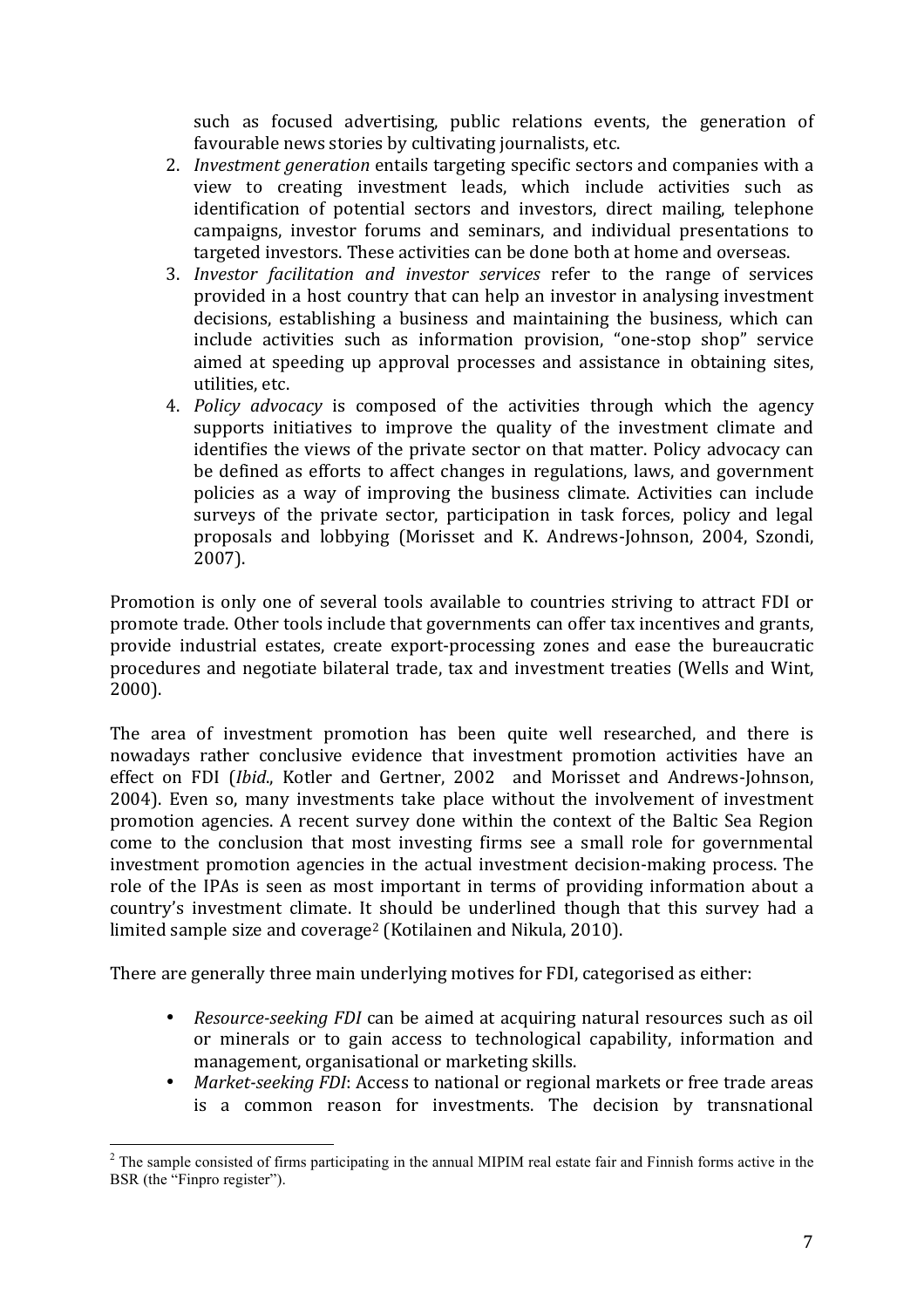such as focused advertising, public relations events, the generation of favourable news stories by cultivating journalists, etc.

2. *Investment generation* entails targeting specific sectors and companies with a view to creating investment leads, which include activities such as identification of potential sectors and investors, direct mailing, telephone campaigns, investor forums and seminars, and individual presentations to targeted investors. These activities can be done both at home and overseas.
3. *Investor facilitation and investor services* refer to the range of services provided in a host country that can help an investor in analysing investment decisions, establishing a business and maintaining the business, which can include activities such as information provision, "one-stop shop" service aimed at speeding up approval processes and assistance in obtaining sites, utilities, etc.
4. *Policy advocacy* is composed of the activities through which the agency supports initiatives to improve the quality of the investment climate and identifies the views of the private sector on that matter. Policy advocacy can be defined as efforts to affect changes in regulations, laws, and government policies as a way of improving the business climate. Activities can include surveys of the private sector, participation in task forces, policy and legal proposals and lobbying (Morisset and K. Andrews-Johnson, 2004, Szondi, 2007).

Promotion is only one of several tools available to countries striving to attract FDI or promote trade. Other tools include that governments can offer tax incentives and grants, provide industrial estates, create export-processing zones and ease the bureaucratic procedures and negotiate bilateral trade, tax and investment treaties (Wells and Wint, 2000).

The area of investment promotion has been quite well researched, and there is nowadays rather conclusive evidence that investment promotion activities have an effect on FDI (*Ibid*., Kotler and Gertner, 2002 and Morisset and Andrews-Johnson, 2004). Even so, many investments take place without the involvement of investment promotion agencies. A recent survey done within the context of the Baltic Sea Region come to the conclusion that most investing firms see a small role for governmental investment promotion agencies in the actual investment decision-making process. The role of the IPAs is seen as most important in terms of providing information about a country's investment climate. It should be underlined though that this survey had a limited sample size and coverage[2] (Kotilainen and Nikula, 2010).

There are generally three main underlying motives for FDI, categorised as either:

- *Resource-seeking FDI* can be aimed at acquiring natural resources such as oil or minerals or to gain access to technological capability, information and management, organisational or marketing skills.
- *Market-seeking FDI*: Access to national or regional markets or free trade areas is a common reason for investments. The decision by transnational

[2] The sample consisted of firms participating in the annual MIPIM real estate fair and Finnish forms active in the BSR (the "Finpro register").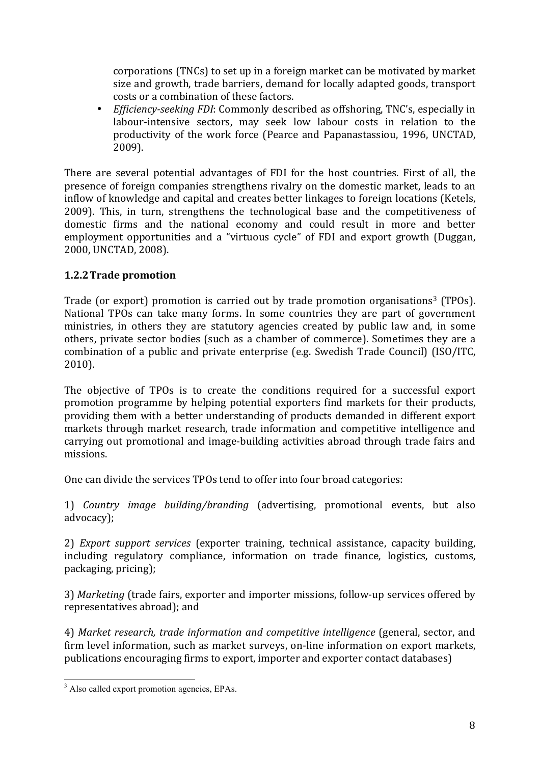corporations (TNCs) to set up in a foreign market can be motivated by market size and growth, trade barriers, demand for locally adapted goods, transport costs or a combination of these factors.

- *Efficiency-seeking FDI*: Commonly described as offshoring, TNC's, especially in labour-intensive sectors, may seek low labour costs in relation to the productivity of the work force (Pearce and Papanastassiou, 1996, UNCTAD, 2009).

There are several potential advantages of FDI for the host countries. First of all, the presence of foreign companies strengthens rivalry on the domestic market, leads to an inflow of knowledge and capital and creates better linkages to foreign locations (Ketels, 2009). This, in turn, strengthens the technological base and the competitiveness of domestic firms and the national economy and could result in more and better employment opportunities and a "virtuous cycle" of FDI and export growth (Duggan, 2000, UNCTAD, 2008).

### 1.2.2 Trade promotion

Trade (or export) promotion is carried out by trade promotion organisations[3] (TPOs). National TPOs can take many forms. In some countries they are part of government ministries, in others they are statutory agencies created by public law and, in some others, private sector bodies (such as a chamber of commerce). Sometimes they are a combination of a public and private enterprise (e.g. Swedish Trade Council) (ISO/ITC, 2010).

The objective of TPOs is to create the conditions required for a successful export promotion programme by helping potential exporters find markets for their products, providing them with a better understanding of products demanded in different export markets through market research, trade information and competitive intelligence and carrying out promotional and image-building activities abroad through trade fairs and missions.

One can divide the services TPOs tend to offer into four broad categories:

1) *Country image building/branding* (advertising, promotional events, but also advocacy);

2) *Export support services* (exporter training, technical assistance, capacity building, including regulatory compliance, information on trade finance, logistics, customs, packaging, pricing);

3) *Marketing* (trade fairs, exporter and importer missions, follow-up services offered by representatives abroad); and

4) *Market research, trade information and competitive intelligence* (general, sector, and firm level information, such as market surveys, on-line information on export markets, publications encouraging firms to export, importer and exporter contact databases)

[3] Also called export promotion agencies, EPAs.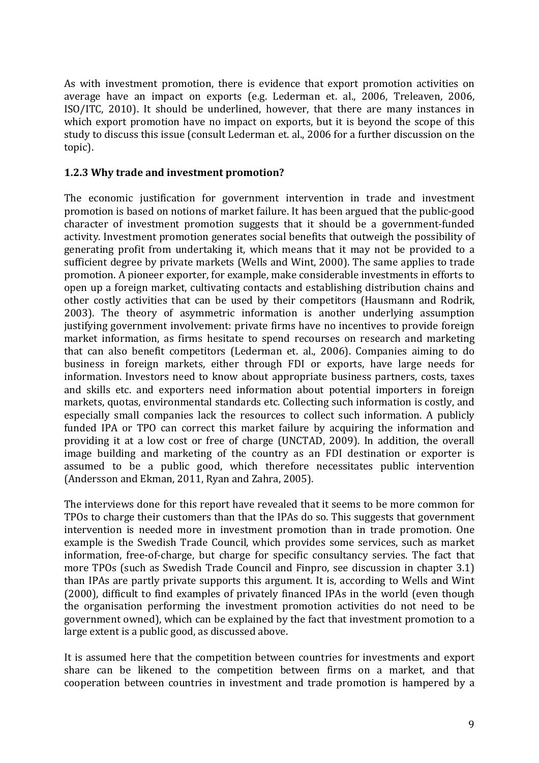As with investment promotion, there is evidence that export promotion activities on average have an impact on exports (e.g. Lederman et. al., 2006, Treleaven, 2006, ISO/ITC, 2010). It should be underlined, however, that there are many instances in which export promotion have no impact on exports, but it is beyond the scope of this study to discuss this issue (consult Lederman et. al., 2006 for a further discussion on the topic).

### 1.2.3 Why trade and investment promotion?

The economic justification for government intervention in trade and investment promotion is based on notions of market failure. It has been argued that the public-good character of investment promotion suggests that it should be a government-funded activity. Investment promotion generates social benefits that outweigh the possibility of generating profit from undertaking it, which means that it may not be provided to a sufficient degree by private markets (Wells and Wint, 2000). The same applies to trade promotion. A pioneer exporter, for example, make considerable investments in efforts to open up a foreign market, cultivating contacts and establishing distribution chains and other costly activities that can be used by their competitors (Hausmann and Rodrik, 2003). The theory of asymmetric information is another underlying assumption justifying government involvement: private firms have no incentives to provide foreign market information, as firms hesitate to spend recourses on research and marketing that can also benefit competitors (Lederman et. al., 2006). Companies aiming to do business in foreign markets, either through FDI or exports, have large needs for information. Investors need to know about appropriate business partners, costs, taxes and skills etc. and exporters need information about potential importers in foreign markets, quotas, environmental standards etc. Collecting such information is costly, and especially small companies lack the resources to collect such information. A publicly funded IPA or TPO can correct this market failure by acquiring the information and providing it at a low cost or free of charge (UNCTAD, 2009). In addition, the overall image building and marketing of the country as an FDI destination or exporter is assumed to be a public good, which therefore necessitates public intervention (Andersson and Ekman, 2011, Ryan and Zahra, 2005).

The interviews done for this report have revealed that it seems to be more common for TPOs to charge their customers than that the IPAs do so. This suggests that government intervention is needed more in investment promotion than in trade promotion. One example is the Swedish Trade Council, which provides some services, such as market information, free-of-charge, but charge for specific consultancy servies. The fact that more TPOs (such as Swedish Trade Council and Finpro, see discussion in chapter 3.1) than IPAs are partly private supports this argument. It is, according to Wells and Wint (2000), difficult to find examples of privately financed IPAs in the world (even though the organisation performing the investment promotion activities do not need to be government owned), which can be explained by the fact that investment promotion to a large extent is a public good, as discussed above.

It is assumed here that the competition between countries for investments and export share can be likened to the competition between firms on a market, and that cooperation between countries in investment and trade promotion is hampered by a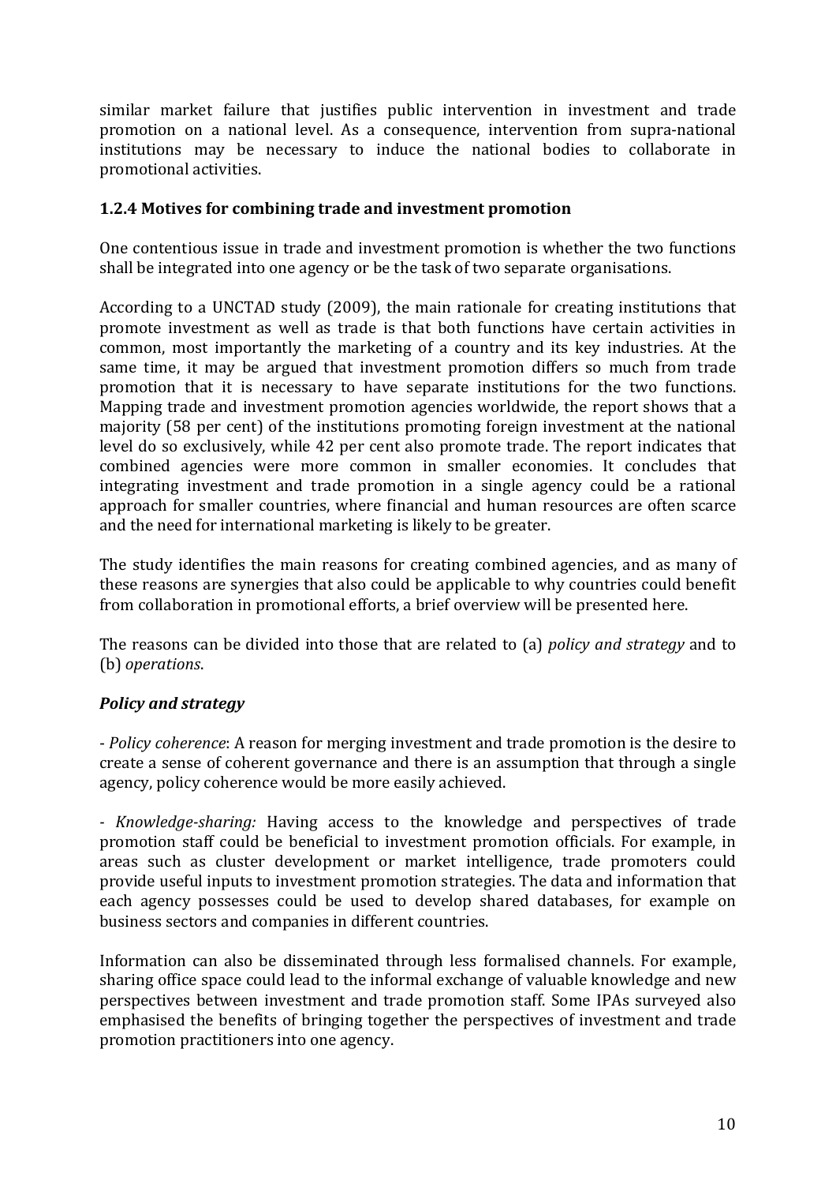similar market failure that justifies public intervention in investment and trade promotion on a national level. As a consequence, intervention from supra-national institutions may be necessary to induce the national bodies to collaborate in promotional activities.

### 1.2.4 Motives for combining trade and investment promotion

One contentious issue in trade and investment promotion is whether the two functions shall be integrated into one agency or be the task of two separate organisations.

According to a UNCTAD study (2009), the main rationale for creating institutions that promote investment as well as trade is that both functions have certain activities in common, most importantly the marketing of a country and its key industries. At the same time, it may be argued that investment promotion differs so much from trade promotion that it is necessary to have separate institutions for the two functions. Mapping trade and investment promotion agencies worldwide, the report shows that a majority (58 per cent) of the institutions promoting foreign investment at the national level do so exclusively, while 42 per cent also promote trade. The report indicates that combined agencies were more common in smaller economies. It concludes that integrating investment and trade promotion in a single agency could be a rational approach for smaller countries, where financial and human resources are often scarce and the need for international marketing is likely to be greater.

The study identifies the main reasons for creating combined agencies, and as many of these reasons are synergies that also could be applicable to why countries could benefit from collaboration in promotional efforts, a brief overview will be presented here.

The reasons can be divided into those that are related to (a) *policy and strategy* and to (b) *operations*.

***Policy and strategy***

- *Policy coherence*: A reason for merging investment and trade promotion is the desire to create a sense of coherent governance and there is an assumption that through a single agency, policy coherence would be more easily achieved.

- *Knowledge-sharing:* Having access to the knowledge and perspectives of trade promotion staff could be beneficial to investment promotion officials. For example, in areas such as cluster development or market intelligence, trade promoters could provide useful inputs to investment promotion strategies. The data and information that each agency possesses could be used to develop shared databases, for example on business sectors and companies in different countries.

Information can also be disseminated through less formalised channels. For example, sharing office space could lead to the informal exchange of valuable knowledge and new perspectives between investment and trade promotion staff. Some IPAs surveyed also emphasised the benefits of bringing together the perspectives of investment and trade promotion practitioners into one agency.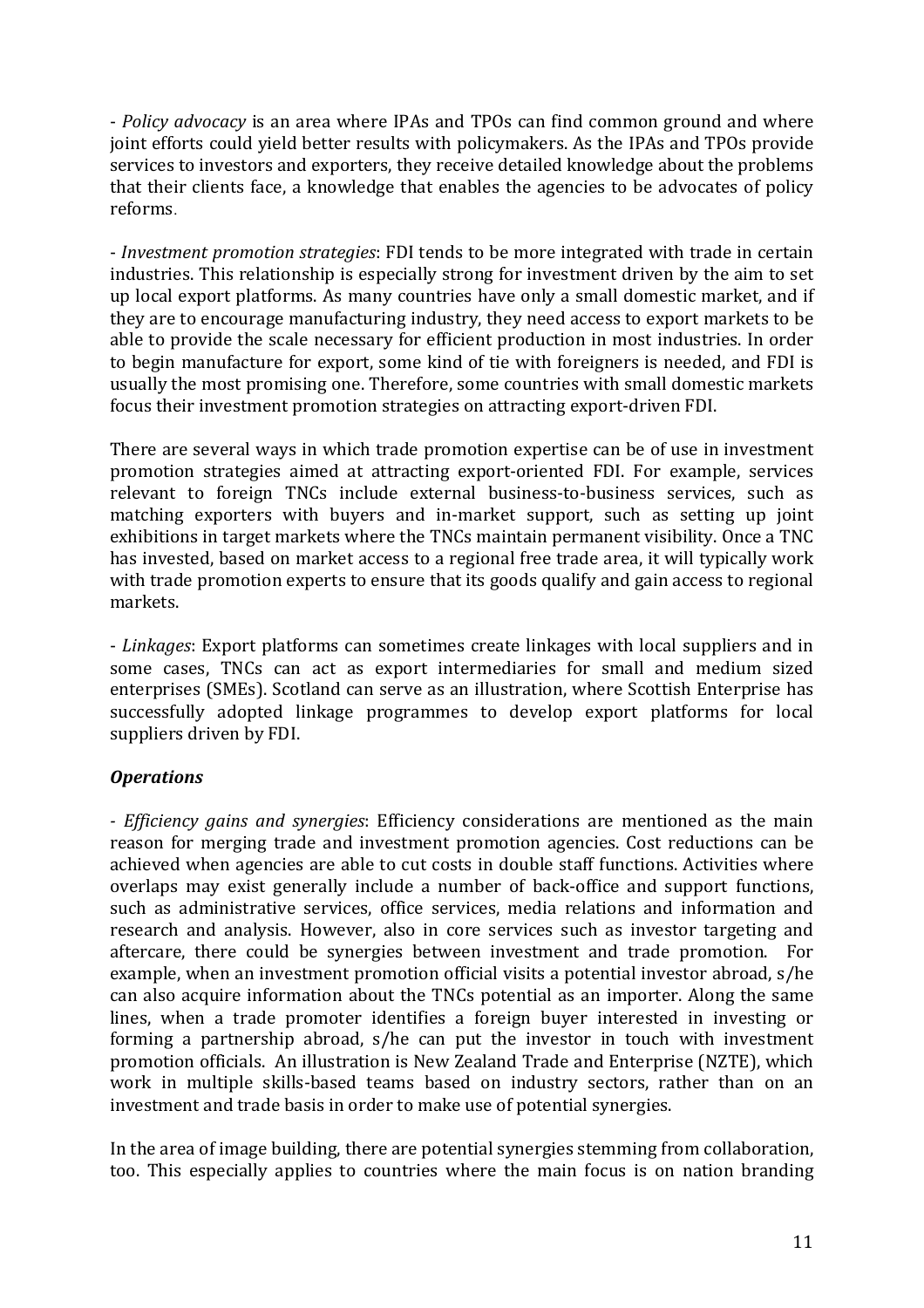- *Policy advocacy* is an area where IPAs and TPOs can find common ground and where joint efforts could yield better results with policymakers. As the IPAs and TPOs provide services to investors and exporters, they receive detailed knowledge about the problems that their clients face, a knowledge that enables the agencies to be advocates of policy reforms.

- *Investment promotion strategies*: FDI tends to be more integrated with trade in certain industries. This relationship is especially strong for investment driven by the aim to set up local export platforms. As many countries have only a small domestic market, and if they are to encourage manufacturing industry, they need access to export markets to be able to provide the scale necessary for efficient production in most industries. In order to begin manufacture for export, some kind of tie with foreigners is needed, and FDI is usually the most promising one. Therefore, some countries with small domestic markets focus their investment promotion strategies on attracting export-driven FDI.

There are several ways in which trade promotion expertise can be of use in investment promotion strategies aimed at attracting export-oriented FDI. For example, services relevant to foreign TNCs include external business-to-business services, such as matching exporters with buyers and in-market support, such as setting up joint exhibitions in target markets where the TNCs maintain permanent visibility. Once a TNC has invested, based on market access to a regional free trade area, it will typically work with trade promotion experts to ensure that its goods qualify and gain access to regional markets.

- *Linkages*: Export platforms can sometimes create linkages with local suppliers and in some cases, TNCs can act as export intermediaries for small and medium sized enterprises (SMEs). Scotland can serve as an illustration, where Scottish Enterprise has successfully adopted linkage programmes to develop export platforms for local suppliers driven by FDI.

***Operations***

- *Efficiency gains and synergies*: Efficiency considerations are mentioned as the main reason for merging trade and investment promotion agencies. Cost reductions can be achieved when agencies are able to cut costs in double staff functions. Activities where overlaps may exist generally include a number of back-office and support functions, such as administrative services, office services, media relations and information and research and analysis. However, also in core services such as investor targeting and aftercare, there could be synergies between investment and trade promotion. For example, when an investment promotion official visits a potential investor abroad, s/he can also acquire information about the TNCs potential as an importer. Along the same lines, when a trade promoter identifies a foreign buyer interested in investing or forming a partnership abroad, s/he can put the investor in touch with investment promotion officials. An illustration is New Zealand Trade and Enterprise (NZTE), which work in multiple skills-based teams based on industry sectors, rather than on an investment and trade basis in order to make use of potential synergies.

In the area of image building, there are potential synergies stemming from collaboration, too. This especially applies to countries where the main focus is on nation branding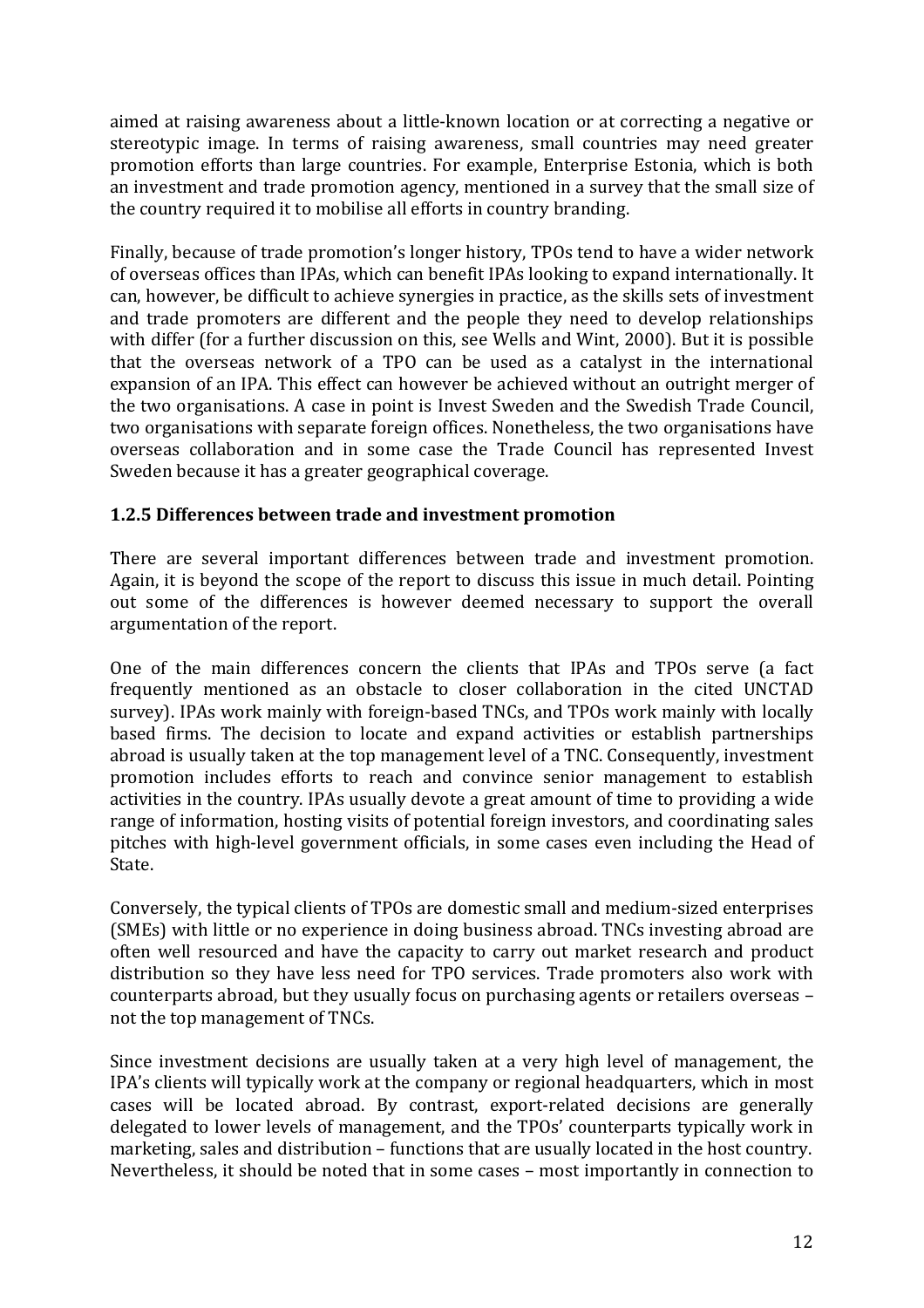aimed at raising awareness about a little-known location or at correcting a negative or stereotypic image. In terms of raising awareness, small countries may need greater promotion efforts than large countries. For example, Enterprise Estonia, which is both an investment and trade promotion agency, mentioned in a survey that the small size of the country required it to mobilise all efforts in country branding.

Finally, because of trade promotion's longer history, TPOs tend to have a wider network of overseas offices than IPAs, which can benefit IPAs looking to expand internationally. It can, however, be difficult to achieve synergies in practice, as the skills sets of investment and trade promoters are different and the people they need to develop relationships with differ (for a further discussion on this, see Wells and Wint, 2000). But it is possible that the overseas network of a TPO can be used as a catalyst in the international expansion of an IPA. This effect can however be achieved without an outright merger of the two organisations. A case in point is Invest Sweden and the Swedish Trade Council, two organisations with separate foreign offices. Nonetheless, the two organisations have overseas collaboration and in some case the Trade Council has represented Invest Sweden because it has a greater geographical coverage.

### 1.2.5 Differences between trade and investment promotion

There are several important differences between trade and investment promotion. Again, it is beyond the scope of the report to discuss this issue in much detail. Pointing out some of the differences is however deemed necessary to support the overall argumentation of the report.

One of the main differences concern the clients that IPAs and TPOs serve (a fact frequently mentioned as an obstacle to closer collaboration in the cited UNCTAD survey). IPAs work mainly with foreign-based TNCs, and TPOs work mainly with locally based firms. The decision to locate and expand activities or establish partnerships abroad is usually taken at the top management level of a TNC. Consequently, investment promotion includes efforts to reach and convince senior management to establish activities in the country. IPAs usually devote a great amount of time to providing a wide range of information, hosting visits of potential foreign investors, and coordinating sales pitches with high-level government officials, in some cases even including the Head of State.

Conversely, the typical clients of TPOs are domestic small and medium-sized enterprises (SMEs) with little or no experience in doing business abroad. TNCs investing abroad are often well resourced and have the capacity to carry out market research and product distribution so they have less need for TPO services. Trade promoters also work with counterparts abroad, but they usually focus on purchasing agents or retailers overseas – not the top management of TNCs.

Since investment decisions are usually taken at a very high level of management, the IPA's clients will typically work at the company or regional headquarters, which in most cases will be located abroad. By contrast, export-related decisions are generally delegated to lower levels of management, and the TPOs' counterparts typically work in marketing, sales and distribution – functions that are usually located in the host country. Nevertheless, it should be noted that in some cases – most importantly in connection to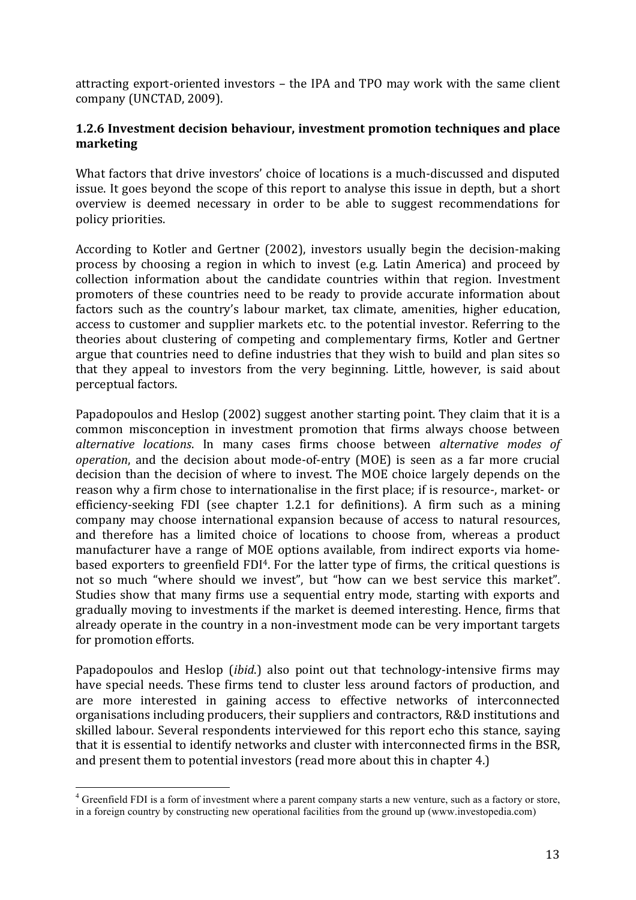attracting export-oriented investors – the IPA and TPO may work with the same client company (UNCTAD, 2009).

### 1.2.6 Investment decision behaviour, investment promotion techniques and place marketing

What factors that drive investors' choice of locations is a much-discussed and disputed issue. It goes beyond the scope of this report to analyse this issue in depth, but a short overview is deemed necessary in order to be able to suggest recommendations for policy priorities.

According to Kotler and Gertner (2002), investors usually begin the decision-making process by choosing a region in which to invest (e.g. Latin America) and proceed by collection information about the candidate countries within that region. Investment promoters of these countries need to be ready to provide accurate information about factors such as the country's labour market, tax climate, amenities, higher education, access to customer and supplier markets etc. to the potential investor. Referring to the theories about clustering of competing and complementary firms, Kotler and Gertner argue that countries need to define industries that they wish to build and plan sites so that they appeal to investors from the very beginning. Little, however, is said about perceptual factors.

Papadopoulos and Heslop (2002) suggest another starting point. They claim that it is a common misconception in investment promotion that firms always choose between *alternative locations*. In many cases firms choose between *alternative modes of operation*, and the decision about mode-of-entry (MOE) is seen as a far more crucial decision than the decision of where to invest. The MOE choice largely depends on the reason why a firm chose to internationalise in the first place; if is resource-, market- or efficiency-seeking FDI (see chapter 1.2.1 for definitions). A firm such as a mining company may choose international expansion because of access to natural resources, and therefore has a limited choice of locations to choose from, whereas a product manufacturer have a range of MOE options available, from indirect exports via home-based exporters to greenfield FDI[4]. For the latter type of firms, the critical questions is not so much "where should we invest", but "how can we best service this market". Studies show that many firms use a sequential entry mode, starting with exports and gradually moving to investments if the market is deemed interesting. Hence, firms that already operate in the country in a non-investment mode can be very important targets for promotion efforts.

Papadopoulos and Heslop (*ibid.*) also point out that technology-intensive firms may have special needs. These firms tend to cluster less around factors of production, and are more interested in gaining access to effective networks of interconnected organisations including producers, their suppliers and contractors, R&D institutions and skilled labour. Several respondents interviewed for this report echo this stance, saying that it is essential to identify networks and cluster with interconnected firms in the BSR, and present them to potential investors (read more about this in chapter 4.)

---

[4] Greenfield FDI is a form of investment where a parent company starts a new venture, such as a factory or store, in a foreign country by constructing new operational facilities from the ground up (www.investopedia.com)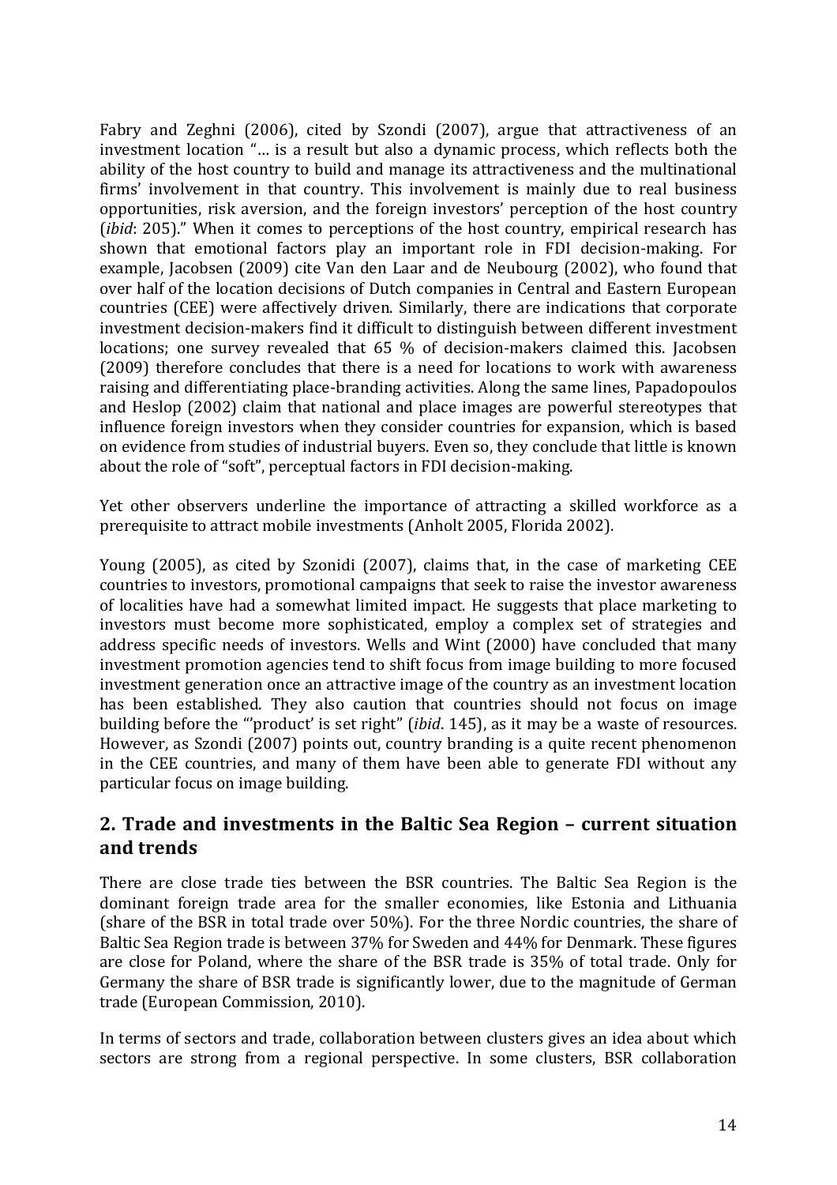Fabry and Zeghni (2006), cited by Szondi (2007), argue that attractiveness of an investment location "… is a result but also a dynamic process, which reflects both the ability of the host country to build and manage its attractiveness and the multinational firms' involvement in that country. This involvement is mainly due to real business opportunities, risk aversion, and the foreign investors' perception of the host country (*ibid*: 205)." When it comes to perceptions of the host country, empirical research has shown that emotional factors play an important role in FDI decision-making. For example, Jacobsen (2009) cite Van den Laar and de Neubourg (2002), who found that over half of the location decisions of Dutch companies in Central and Eastern European countries (CEE) were affectively driven. Similarly, there are indications that corporate investment decision-makers find it difficult to distinguish between different investment locations; one survey revealed that 65 % of decision-makers claimed this. Jacobsen (2009) therefore concludes that there is a need for locations to work with awareness raising and differentiating place-branding activities. Along the same lines, Papadopoulos and Heslop (2002) claim that national and place images are powerful stereotypes that influence foreign investors when they consider countries for expansion, which is based on evidence from studies of industrial buyers. Even so, they conclude that little is known about the role of "soft", perceptual factors in FDI decision-making.

Yet other observers underline the importance of attracting a skilled workforce as a prerequisite to attract mobile investments (Anholt 2005, Florida 2002).

Young (2005), as cited by Szonidi (2007), claims that, in the case of marketing CEE countries to investors, promotional campaigns that seek to raise the investor awareness of localities have had a somewhat limited impact. He suggests that place marketing to investors must become more sophisticated, employ a complex set of strategies and address specific needs of investors. Wells and Wint (2000) have concluded that many investment promotion agencies tend to shift focus from image building to more focused investment generation once an attractive image of the country as an investment location has been established. They also caution that countries should not focus on image building before the "'product' is set right" (*ibid*. 145), as it may be a waste of resources. However, as Szondi (2007) points out, country branding is a quite recent phenomenon in the CEE countries, and many of them have been able to generate FDI without any particular focus on image building.

## 2. Trade and investments in the Baltic Sea Region – current situation and trends

There are close trade ties between the BSR countries. The Baltic Sea Region is the dominant foreign trade area for the smaller economies, like Estonia and Lithuania (share of the BSR in total trade over 50%). For the three Nordic countries, the share of Baltic Sea Region trade is between 37% for Sweden and 44% for Denmark. These figures are close for Poland, where the share of the BSR trade is 35% of total trade. Only for Germany the share of BSR trade is significantly lower, due to the magnitude of German trade (European Commission, 2010).

In terms of sectors and trade, collaboration between clusters gives an idea about which sectors are strong from a regional perspective. In some clusters, BSR collaboration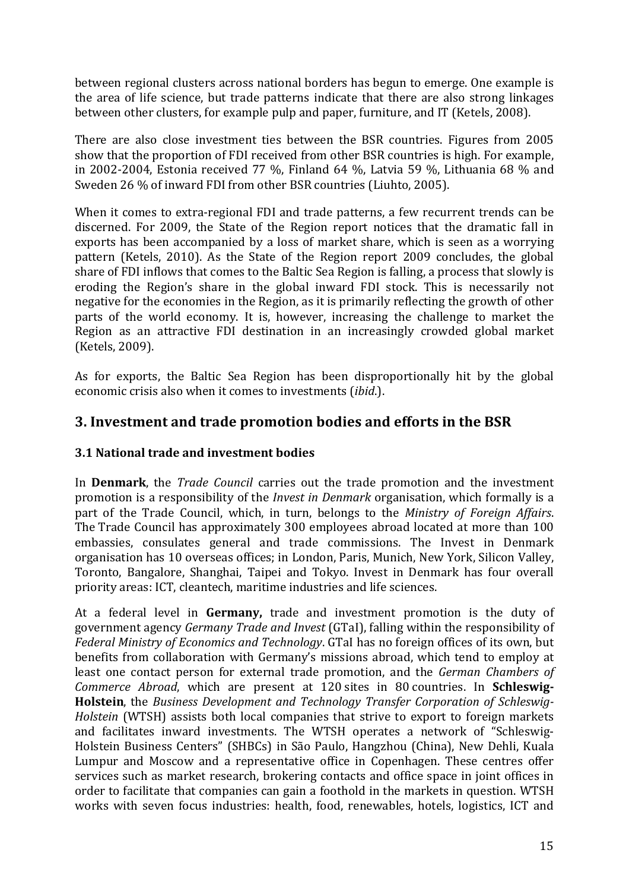between regional clusters across national borders has begun to emerge. One example is the area of life science, but trade patterns indicate that there are also strong linkages between other clusters, for example pulp and paper, furniture, and IT (Ketels, 2008).

There are also close investment ties between the BSR countries. Figures from 2005 show that the proportion of FDI received from other BSR countries is high. For example, in 2002-2004, Estonia received 77 %, Finland 64 %, Latvia 59 %, Lithuania 68 % and Sweden 26 % of inward FDI from other BSR countries (Liuhto, 2005).

When it comes to extra-regional FDI and trade patterns, a few recurrent trends can be discerned. For 2009, the State of the Region report notices that the dramatic fall in exports has been accompanied by a loss of market share, which is seen as a worrying pattern (Ketels, 2010). As the State of the Region report 2009 concludes, the global share of FDI inflows that comes to the Baltic Sea Region is falling, a process that slowly is eroding the Region's share in the global inward FDI stock. This is necessarily not negative for the economies in the Region, as it is primarily reflecting the growth of other parts of the world economy. It is, however, increasing the challenge to market the Region as an attractive FDI destination in an increasingly crowded global market (Ketels, 2009).

As for exports, the Baltic Sea Region has been disproportionally hit by the global economic crisis also when it comes to investments (*ibid.*).

## 3. Investment and trade promotion bodies and efforts in the BSR

### 3.1 National trade and investment bodies

In **Denmark**, the *Trade Council* carries out the trade promotion and the investment promotion is a responsibility of the *Invest in Denmark* organisation, which formally is a part of the Trade Council, which, in turn, belongs to the *Ministry of Foreign Affairs*. The Trade Council has approximately 300 employees abroad located at more than 100 embassies, consulates general and trade commissions. The Invest in Denmark organisation has 10 overseas offices; in London, Paris, Munich, New York, Silicon Valley, Toronto, Bangalore, Shanghai, Taipei and Tokyo. Invest in Denmark has four overall priority areas: ICT, cleantech, maritime industries and life sciences.

At a federal level in **Germany,** trade and investment promotion is the duty of government agency *Germany Trade and Invest* (GTaI), falling within the responsibility of *Federal Ministry of Economics and Technology*. GTaI has no foreign offices of its own, but benefits from collaboration with Germany's missions abroad, which tend to employ at least one contact person for external trade promotion, and the *German Chambers of Commerce Abroad*, which are present at 120 sites in 80 countries. In **Schleswig-Holstein**, the *Business Development and Technology Transfer Corporation of Schleswig-Holstein* (WTSH) assists both local companies that strive to export to foreign markets and facilitates inward investments. The WTSH operates a network of "Schleswig-Holstein Business Centers" (SHBCs) in São Paulo, Hangzhou (China), New Dehli, Kuala Lumpur and Moscow and a representative office in Copenhagen. These centres offer services such as market research, brokering contacts and office space in joint offices in order to facilitate that companies can gain a foothold in the markets in question. WTSH works with seven focus industries: health, food, renewables, hotels, logistics, ICT and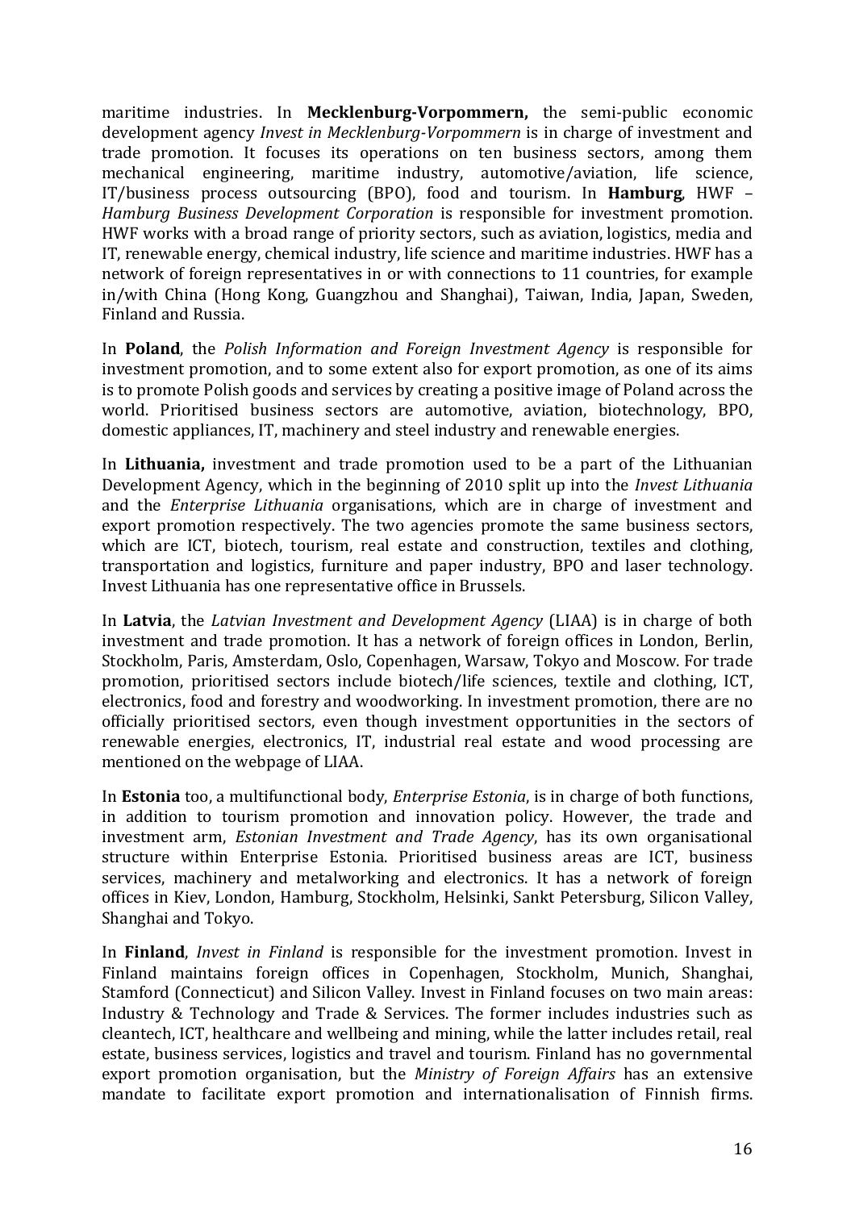maritime industries. In **Mecklenburg-Vorpommern,** the semi-public economic development agency *Invest in Mecklenburg-Vorpommern* is in charge of investment and trade promotion. It focuses its operations on ten business sectors, among them mechanical engineering, maritime industry, automotive/aviation, life science, IT/business process outsourcing (BPO), food and tourism. In **Hamburg**, HWF – *Hamburg Business Development Corporation* is responsible for investment promotion. HWF works with a broad range of priority sectors, such as aviation, logistics, media and IT, renewable energy, chemical industry, life science and maritime industries. HWF has a network of foreign representatives in or with connections to 11 countries, for example in/with China (Hong Kong, Guangzhou and Shanghai), Taiwan, India, Japan, Sweden, Finland and Russia.

In **Poland**, the *Polish Information and Foreign Investment Agency* is responsible for investment promotion, and to some extent also for export promotion, as one of its aims is to promote Polish goods and services by creating a positive image of Poland across the world. Prioritised business sectors are automotive, aviation, biotechnology, BPO, domestic appliances, IT, machinery and steel industry and renewable energies.

In **Lithuania,** investment and trade promotion used to be a part of the Lithuanian Development Agency, which in the beginning of 2010 split up into the *Invest Lithuania* and the *Enterprise Lithuania* organisations, which are in charge of investment and export promotion respectively. The two agencies promote the same business sectors, which are ICT, biotech, tourism, real estate and construction, textiles and clothing, transportation and logistics, furniture and paper industry, BPO and laser technology. Invest Lithuania has one representative office in Brussels.

In **Latvia**, the *Latvian Investment and Development Agency* (LIAA) is in charge of both investment and trade promotion. It has a network of foreign offices in London, Berlin, Stockholm, Paris, Amsterdam, Oslo, Copenhagen, Warsaw, Tokyo and Moscow. For trade promotion, prioritised sectors include biotech/life sciences, textile and clothing, ICT, electronics, food and forestry and woodworking. In investment promotion, there are no officially prioritised sectors, even though investment opportunities in the sectors of renewable energies, electronics, IT, industrial real estate and wood processing are mentioned on the webpage of LIAA.

In **Estonia** too, a multifunctional body, *Enterprise Estonia*, is in charge of both functions, in addition to tourism promotion and innovation policy. However, the trade and investment arm, *Estonian Investment and Trade Agency*, has its own organisational structure within Enterprise Estonia. Prioritised business areas are ICT, business services, machinery and metalworking and electronics. It has a network of foreign offices in Kiev, London, Hamburg, Stockholm, Helsinki, Sankt Petersburg, Silicon Valley, Shanghai and Tokyo.

In **Finland**, *Invest in Finland* is responsible for the investment promotion. Invest in Finland maintains foreign offices in Copenhagen, Stockholm, Munich, Shanghai, Stamford (Connecticut) and Silicon Valley. Invest in Finland focuses on two main areas: Industry & Technology and Trade & Services. The former includes industries such as cleantech, ICT, healthcare and wellbeing and mining, while the latter includes retail, real estate, business services, logistics and travel and tourism. Finland has no governmental export promotion organisation, but the *Ministry of Foreign Affairs* has an extensive mandate to facilitate export promotion and internationalisation of Finnish firms.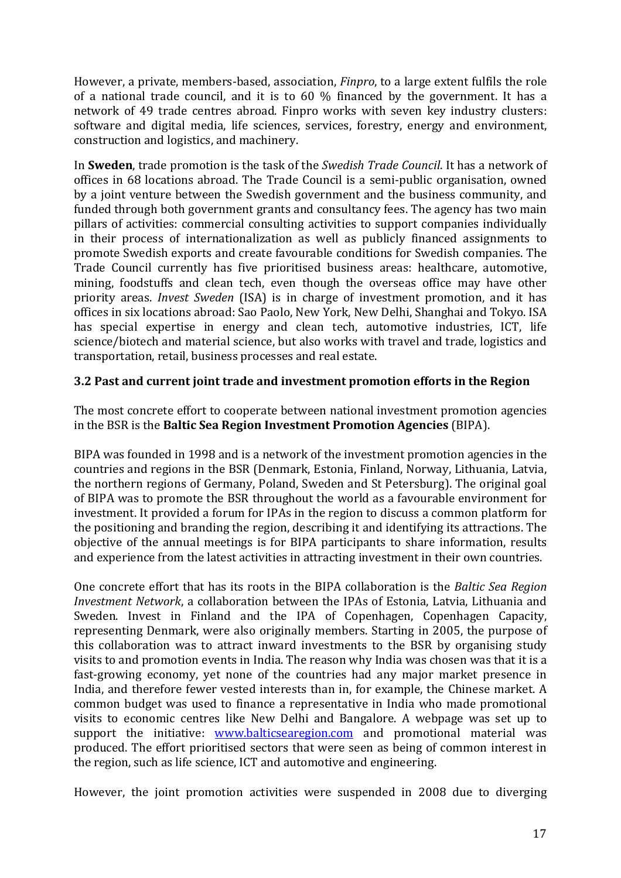However, a private, members-based, association, *Finpro*, to a large extent fulfils the role of a national trade council, and it is to 60 % financed by the government. It has a network of 49 trade centres abroad. Finpro works with seven key industry clusters: software and digital media, life sciences, services, forestry, energy and environment, construction and logistics, and machinery.

In **Sweden**, trade promotion is the task of the *Swedish Trade Council*. It has a network of offices in 68 locations abroad. The Trade Council is a semi-public organisation, owned by a joint venture between the Swedish government and the business community, and funded through both government grants and consultancy fees. The agency has two main pillars of activities: commercial consulting activities to support companies individually in their process of internationalization as well as publicly financed assignments to promote Swedish exports and create favourable conditions for Swedish companies. The Trade Council currently has five prioritised business areas: healthcare, automotive, mining, foodstuffs and clean tech, even though the overseas office may have other priority areas. *Invest Sweden* (ISA) is in charge of investment promotion, and it has offices in six locations abroad: Sao Paolo, New York, New Delhi, Shanghai and Tokyo. ISA has special expertise in energy and clean tech, automotive industries, ICT, life science/biotech and material science, but also works with travel and trade, logistics and transportation, retail, business processes and real estate.

### 3.2 Past and current joint trade and investment promotion efforts in the Region

The most concrete effort to cooperate between national investment promotion agencies in the BSR is the **Baltic Sea Region Investment Promotion Agencies** (BIPA).

BIPA was founded in 1998 and is a network of the investment promotion agencies in the countries and regions in the BSR (Denmark, Estonia, Finland, Norway, Lithuania, Latvia, the northern regions of Germany, Poland, Sweden and St Petersburg). The original goal of BIPA was to promote the BSR throughout the world as a favourable environment for investment. It provided a forum for IPAs in the region to discuss a common platform for the positioning and branding the region, describing it and identifying its attractions. The objective of the annual meetings is for BIPA participants to share information, results and experience from the latest activities in attracting investment in their own countries.

One concrete effort that has its roots in the BIPA collaboration is the *Baltic Sea Region Investment Network*, a collaboration between the IPAs of Estonia, Latvia, Lithuania and Sweden. Invest in Finland and the IPA of Copenhagen, Copenhagen Capacity, representing Denmark, were also originally members. Starting in 2005, the purpose of this collaboration was to attract inward investments to the BSR by organising study visits to and promotion events in India. The reason why India was chosen was that it is a fast-growing economy, yet none of the countries had any major market presence in India, and therefore fewer vested interests than in, for example, the Chinese market. A common budget was used to finance a representative in India who made promotional visits to economic centres like New Delhi and Bangalore. A webpage was set up to support the initiative: [www.balticsearegion.com](www.balticsearegion.com) and promotional material was produced. The effort prioritised sectors that were seen as being of common interest in the region, such as life science, ICT and automotive and engineering.

However, the joint promotion activities were suspended in 2008 due to diverging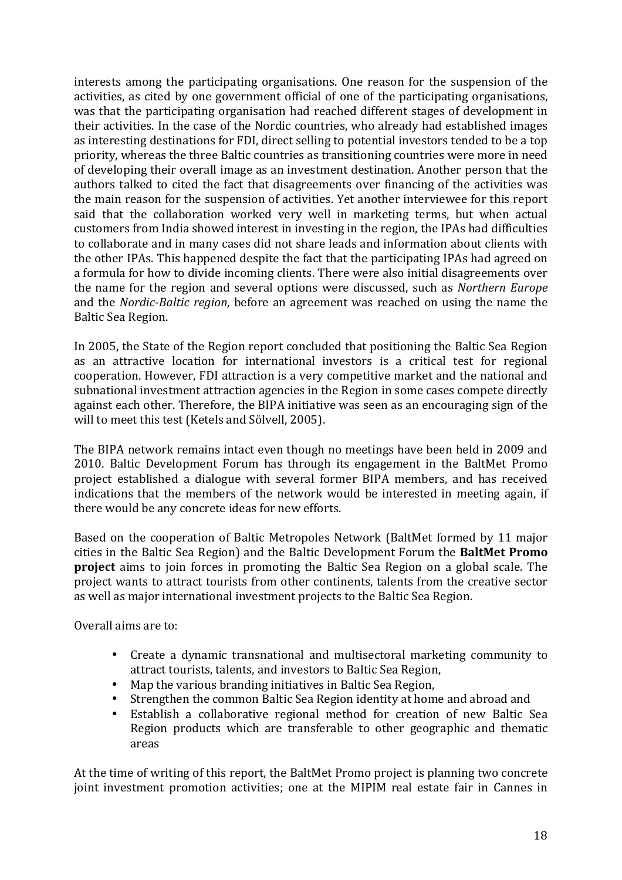interests among the participating organisations. One reason for the suspension of the activities, as cited by one government official of one of the participating organisations, was that the participating organisation had reached different stages of development in their activities. In the case of the Nordic countries, who already had established images as interesting destinations for FDI, direct selling to potential investors tended to be a top priority, whereas the three Baltic countries as transitioning countries were more in need of developing their overall image as an investment destination. Another person that the authors talked to cited the fact that disagreements over financing of the activities was the main reason for the suspension of activities. Yet another interviewee for this report said that the collaboration worked very well in marketing terms, but when actual customers from India showed interest in investing in the region, the IPAs had difficulties to collaborate and in many cases did not share leads and information about clients with the other IPAs. This happened despite the fact that the participating IPAs had agreed on a formula for how to divide incoming clients. There were also initial disagreements over the name for the region and several options were discussed, such as *Northern Europe* and the *Nordic-Baltic region*, before an agreement was reached on using the name the Baltic Sea Region.

In 2005, the State of the Region report concluded that positioning the Baltic Sea Region as an attractive location for international investors is a critical test for regional cooperation. However, FDI attraction is a very competitive market and the national and subnational investment attraction agencies in the Region in some cases compete directly against each other. Therefore, the BIPA initiative was seen as an encouraging sign of the will to meet this test (Ketels and Sölvell, 2005).

The BIPA network remains intact even though no meetings have been held in 2009 and 2010. Baltic Development Forum has through its engagement in the BaltMet Promo project established a dialogue with several former BIPA members, and has received indications that the members of the network would be interested in meeting again, if there would be any concrete ideas for new efforts.

Based on the cooperation of Baltic Metropoles Network (BaltMet formed by 11 major cities in the Baltic Sea Region) and the Baltic Development Forum the **BaltMet Promo project** aims to join forces in promoting the Baltic Sea Region on a global scale. The project wants to attract tourists from other continents, talents from the creative sector as well as major international investment projects to the Baltic Sea Region.

Overall aims are to:

- Create a dynamic transnational and multisectoral marketing community to attract tourists, talents, and investors to Baltic Sea Region,
- Map the various branding initiatives in Baltic Sea Region,
- Strengthen the common Baltic Sea Region identity at home and abroad and
- Establish a collaborative regional method for creation of new Baltic Sea Region products which are transferable to other geographic and thematic areas

At the time of writing of this report, the BaltMet Promo project is planning two concrete joint investment promotion activities; one at the MIPIM real estate fair in Cannes in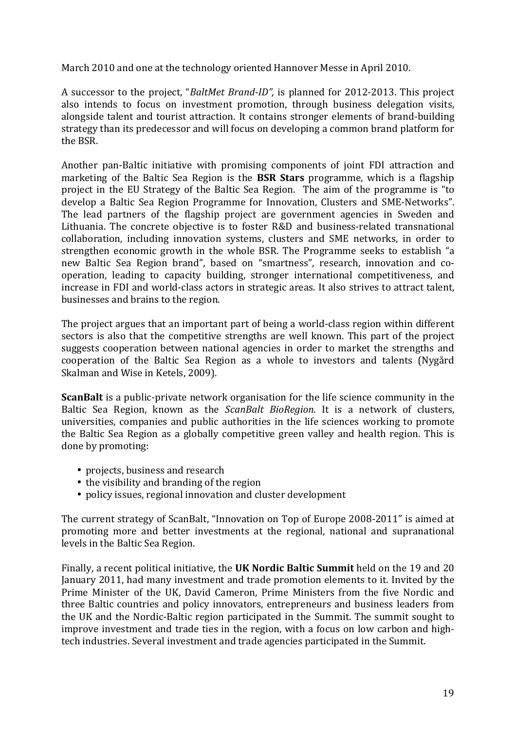March 2010 and one at the technology oriented Hannover Messe in April 2010.

A successor to the project, "*BaltMet Brand-ID",* is planned for 2012-2013. This project also intends to focus on investment promotion, through business delegation visits, alongside talent and tourist attraction. It contains stronger elements of brand-building strategy than its predecessor and will focus on developing a common brand platform for the BSR.

Another pan-Baltic initiative with promising components of joint FDI attraction and marketing of the Baltic Sea Region is the **BSR Stars** programme, which is a flagship project in the EU Strategy of the Baltic Sea Region. The aim of the programme is "to develop a Baltic Sea Region Programme for Innovation, Clusters and SME-Networks". The lead partners of the flagship project are government agencies in Sweden and Lithuania. The concrete objective is to foster R&D and business-related transnational collaboration, including innovation systems, clusters and SME networks, in order to strengthen economic growth in the whole BSR. The Programme seeks to establish "a new Baltic Sea Region brand", based on "smartness", research, innovation and co-operation, leading to capacity building, stronger international competitiveness, and increase in FDI and world-class actors in strategic areas. It also strives to attract talent, businesses and brains to the region.

The project argues that an important part of being a world-class region within different sectors is also that the competitive strengths are well known. This part of the project suggests cooperation between national agencies in order to market the strengths and cooperation of the Baltic Sea Region as a whole to investors and talents (Nygård Skalman and Wise in Ketels, 2009).

**ScanBalt** is a public-private network organisation for the life science community in the Baltic Sea Region, known as the *ScanBalt BioRegion*. It is a network of clusters, universities, companies and public authorities in the life sciences working to promote the Baltic Sea Region as a globally competitive green valley and health region. This is done by promoting:

- projects, business and research
- the visibility and branding of the region
- policy issues, regional innovation and cluster development

The current strategy of ScanBalt, "Innovation on Top of Europe 2008-2011" is aimed at promoting more and better investments at the regional, national and supranational levels in the Baltic Sea Region.

Finally, a recent political initiative, the **UK Nordic Baltic Summit** held on the 19 and 20 January 2011, had many investment and trade promotion elements to it. Invited by the Prime Minister of the UK, David Cameron, Prime Ministers from the five Nordic and three Baltic countries and policy innovators, entrepreneurs and business leaders from the UK and the Nordic-Baltic region participated in the Summit. The summit sought to improve investment and trade ties in the region, with a focus on low carbon and high-tech industries. Several investment and trade agencies participated in the Summit.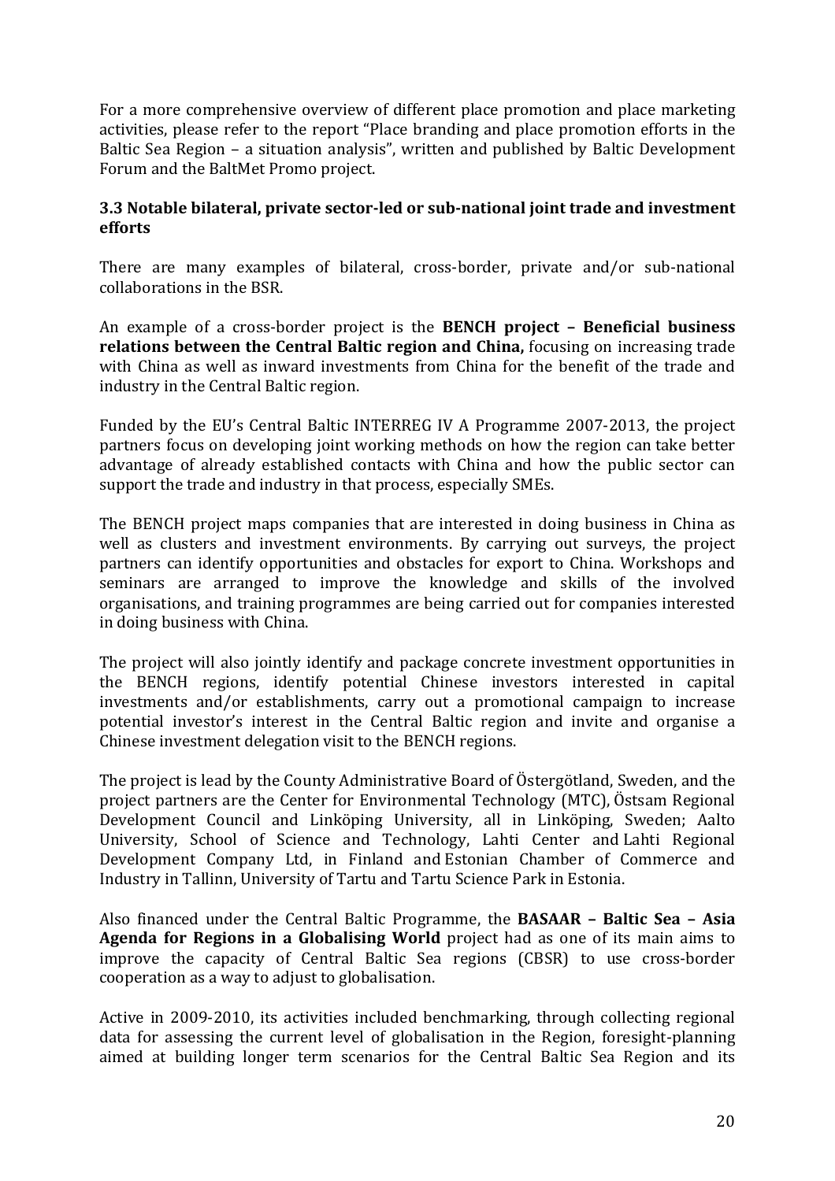For a more comprehensive overview of different place promotion and place marketing activities, please refer to the report "Place branding and place promotion efforts in the Baltic Sea Region – a situation analysis", written and published by Baltic Development Forum and the BaltMet Promo project.

### 3.3 Notable bilateral, private sector-led or sub-national joint trade and investment efforts

There are many examples of bilateral, cross-border, private and/or sub-national collaborations in the BSR.

An example of a cross-border project is the **BENCH project – Beneficial business relations between the Central Baltic region and China,** focusing on increasing trade with China as well as inward investments from China for the benefit of the trade and industry in the Central Baltic region.

Funded by the EU's Central Baltic INTERREG IV A Programme 2007-2013, the project partners focus on developing joint working methods on how the region can take better advantage of already established contacts with China and how the public sector can support the trade and industry in that process, especially SMEs.

The BENCH project maps companies that are interested in doing business in China as well as clusters and investment environments. By carrying out surveys, the project partners can identify opportunities and obstacles for export to China. Workshops and seminars are arranged to improve the knowledge and skills of the involved organisations, and training programmes are being carried out for companies interested in doing business with China.

The project will also jointly identify and package concrete investment opportunities in the BENCH regions, identify potential Chinese investors interested in capital investments and/or establishments, carry out a promotional campaign to increase potential investor's interest in the Central Baltic region and invite and organise a Chinese investment delegation visit to the BENCH regions.

The project is lead by the County Administrative Board of Östergötland, Sweden, and the project partners are the Center for Environmental Technology (MTC), Östsam Regional Development Council and Linköping University, all in Linköping, Sweden; Aalto University, School of Science and Technology, Lahti Center and Lahti Regional Development Company Ltd, in Finland and Estonian Chamber of Commerce and Industry in Tallinn, University of Tartu and Tartu Science Park in Estonia.

Also financed under the Central Baltic Programme, the **BASAAR – Baltic Sea – Asia Agenda for Regions in a Globalising World** project had as one of its main aims to improve the capacity of Central Baltic Sea regions (CBSR) to use cross-border cooperation as a way to adjust to globalisation.

Active in 2009-2010, its activities included benchmarking, through collecting regional data for assessing the current level of globalisation in the Region, foresight-planning aimed at building longer term scenarios for the Central Baltic Sea Region and its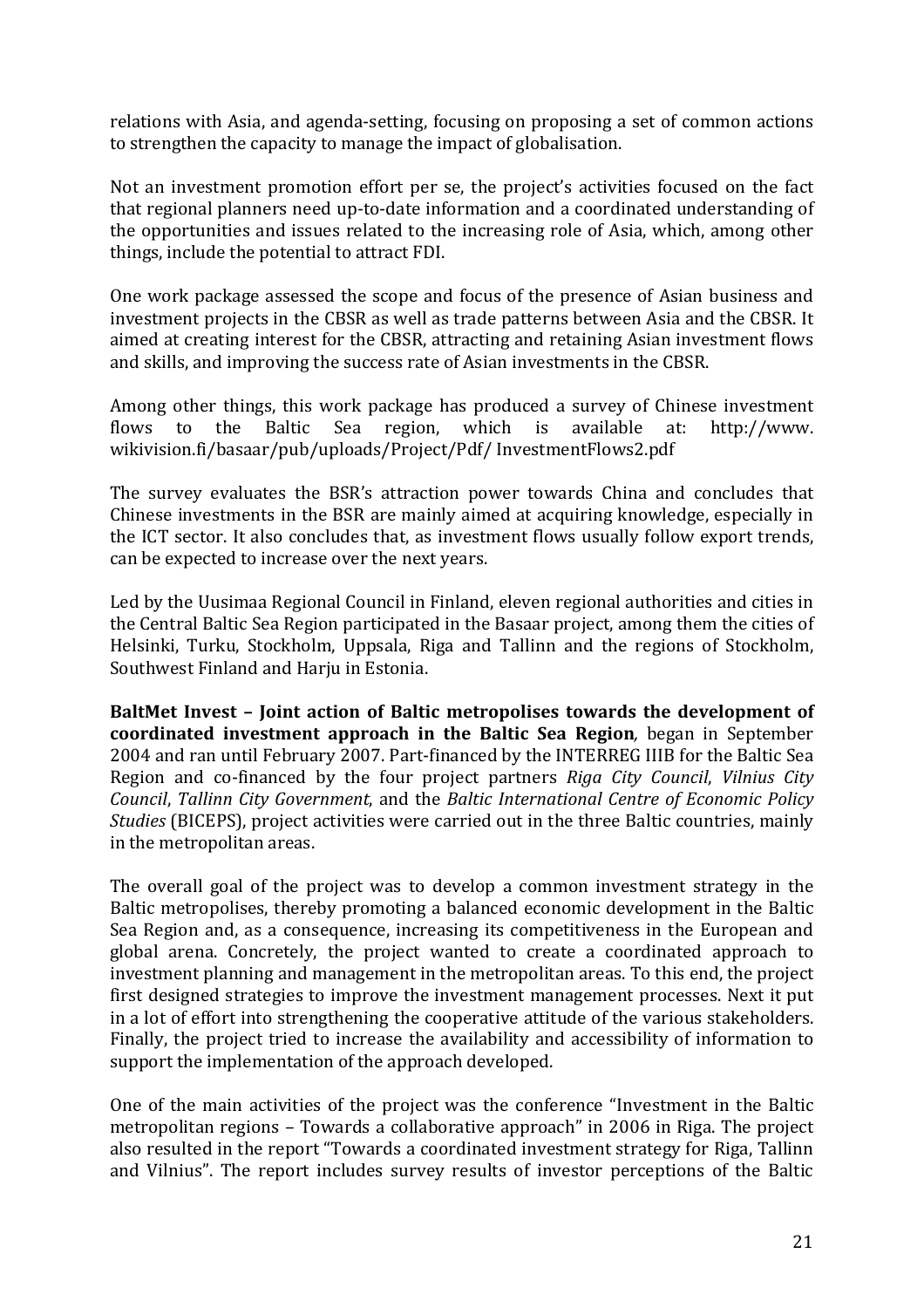relations with Asia, and agenda-setting, focusing on proposing a set of common actions to strengthen the capacity to manage the impact of globalisation.

Not an investment promotion effort per se, the project's activities focused on the fact that regional planners need up-to-date information and a coordinated understanding of the opportunities and issues related to the increasing role of Asia, which, among other things, include the potential to attract FDI.

One work package assessed the scope and focus of the presence of Asian business and investment projects in the CBSR as well as trade patterns between Asia and the CBSR. It aimed at creating interest for the CBSR, attracting and retaining Asian investment flows and skills, and improving the success rate of Asian investments in the CBSR.

Among other things, this work package has produced a survey of Chinese investment flows to the Baltic Sea region, which is available at: http://www. wikivision.fi/basaar/pub/uploads/Project/Pdf/ InvestmentFlows2.pdf

The survey evaluates the BSR's attraction power towards China and concludes that Chinese investments in the BSR are mainly aimed at acquiring knowledge, especially in the ICT sector. It also concludes that, as investment flows usually follow export trends, can be expected to increase over the next years.

Led by the Uusimaa Regional Council in Finland, eleven regional authorities and cities in the Central Baltic Sea Region participated in the Basaar project, among them the cities of Helsinki, Turku, Stockholm, Uppsala, Riga and Tallinn and the regions of Stockholm, Southwest Finland and Harju in Estonia.

**BaltMet Invest – Joint action of Baltic metropolises towards the development of coordinated investment approach in the Baltic Sea Region**, began in September 2004 and ran until February 2007. Part-financed by the INTERREG IIIB for the Baltic Sea Region and co-financed by the four project partners *Riga City Council*, *Vilnius City Council*, *Tallinn City Government*, and the *Baltic International Centre of Economic Policy Studies* (BICEPS), project activities were carried out in the three Baltic countries, mainly in the metropolitan areas.

The overall goal of the project was to develop a common investment strategy in the Baltic metropolises, thereby promoting a balanced economic development in the Baltic Sea Region and, as a consequence, increasing its competitiveness in the European and global arena. Concretely, the project wanted to create a coordinated approach to investment planning and management in the metropolitan areas. To this end, the project first designed strategies to improve the investment management processes. Next it put in a lot of effort into strengthening the cooperative attitude of the various stakeholders. Finally, the project tried to increase the availability and accessibility of information to support the implementation of the approach developed.

One of the main activities of the project was the conference "Investment in the Baltic metropolitan regions – Towards a collaborative approach" in 2006 in Riga. The project also resulted in the report "Towards a coordinated investment strategy for Riga, Tallinn and Vilnius". The report includes survey results of investor perceptions of the Baltic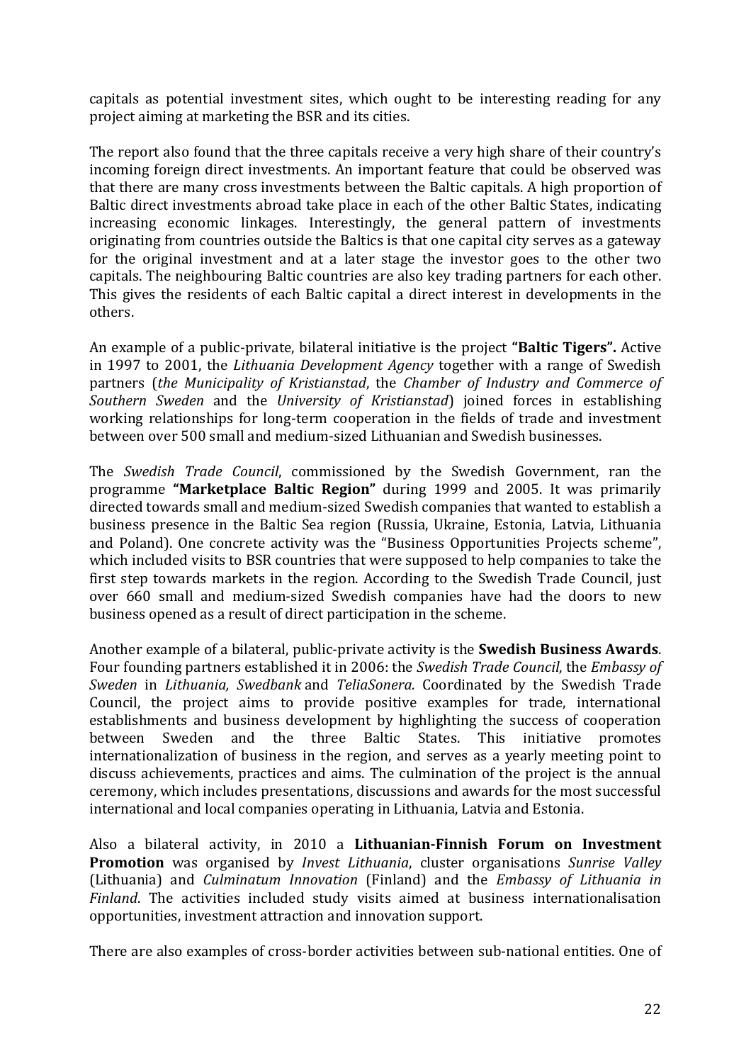capitals as potential investment sites, which ought to be interesting reading for any project aiming at marketing the BSR and its cities.

The report also found that the three capitals receive a very high share of their country's incoming foreign direct investments. An important feature that could be observed was that there are many cross investments between the Baltic capitals. A high proportion of Baltic direct investments abroad take place in each of the other Baltic States, indicating increasing economic linkages. Interestingly, the general pattern of investments originating from countries outside the Baltics is that one capital city serves as a gateway for the original investment and at a later stage the investor goes to the other two capitals. The neighbouring Baltic countries are also key trading partners for each other. This gives the residents of each Baltic capital a direct interest in developments in the others.

An example of a public-private, bilateral initiative is the project **"Baltic Tigers".** Active in 1997 to 2001, the *Lithuania Development Agency* together with a range of Swedish partners (*the Municipality of Kristianstad*, the *Chamber of Industry and Commerce of Southern Sweden* and the *University of Kristianstad*) joined forces in establishing working relationships for long-term cooperation in the fields of trade and investment between over 500 small and medium-sized Lithuanian and Swedish businesses.

The *Swedish Trade Council*, commissioned by the Swedish Government, ran the programme **"Marketplace Baltic Region"** during 1999 and 2005. It was primarily directed towards small and medium-sized Swedish companies that wanted to establish a business presence in the Baltic Sea region (Russia, Ukraine, Estonia, Latvia, Lithuania and Poland). One concrete activity was the "Business Opportunities Projects scheme", which included visits to BSR countries that were supposed to help companies to take the first step towards markets in the region. According to the Swedish Trade Council, just over 660 small and medium-sized Swedish companies have had the doors to new business opened as a result of direct participation in the scheme.

Another example of a bilateral, public-private activity is the **Swedish Business Awards**. Four founding partners established it in 2006: the *Swedish Trade Council*, the *Embassy of Sweden* in *Lithuania, Swedbank* and *TeliaSonera.* Coordinated by the Swedish Trade Council, the project aims to provide positive examples for trade, international establishments and business development by highlighting the success of cooperation between Sweden and the three Baltic States. This initiative promotes internationalization of business in the region, and serves as a yearly meeting point to discuss achievements, practices and aims. The culmination of the project is the annual ceremony, which includes presentations, discussions and awards for the most successful international and local companies operating in Lithuania, Latvia and Estonia.

Also a bilateral activity, in 2010 a **Lithuanian-Finnish Forum on Investment Promotion** was organised by *Invest Lithuania*, cluster organisations *Sunrise Valley* (Lithuania) and *Culminatum Innovation* (Finland) and the *Embassy of Lithuania in Finland*. The activities included study visits aimed at business internationalisation opportunities, investment attraction and innovation support.

There are also examples of cross-border activities between sub-national entities. One of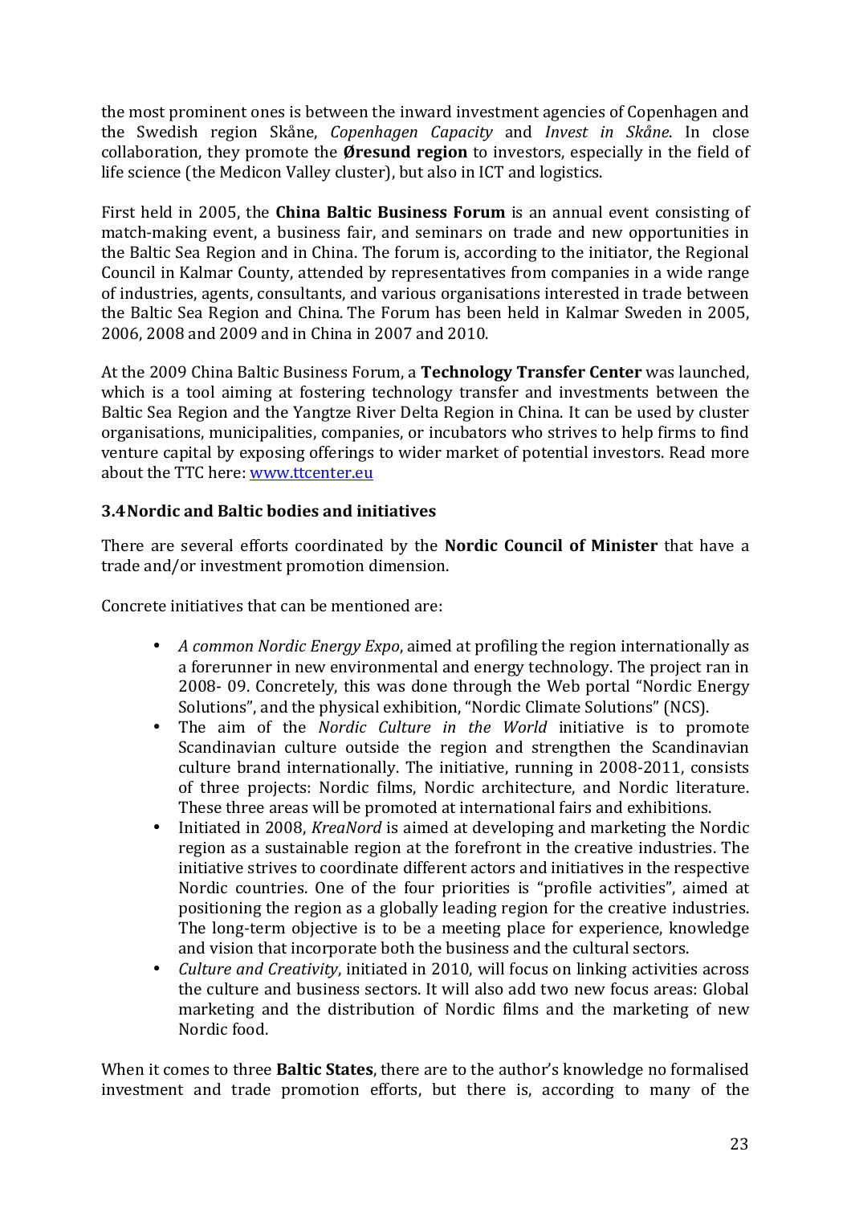the most prominent ones is between the inward investment agencies of Copenhagen and the Swedish region Skåne, *Copenhagen Capacity* and *Invest in Skåne*. In close collaboration, they promote the **Øresund region** to investors, especially in the field of life science (the Medicon Valley cluster), but also in ICT and logistics.

First held in 2005, the **China Baltic Business Forum** is an annual event consisting of match-making event, a business fair, and seminars on trade and new opportunities in the Baltic Sea Region and in China. The forum is, according to the initiator, the Regional Council in Kalmar County, attended by representatives from companies in a wide range of industries, agents, consultants, and various organisations interested in trade between the Baltic Sea Region and China. The Forum has been held in Kalmar Sweden in 2005, 2006, 2008 and 2009 and in China in 2007 and 2010.

At the 2009 China Baltic Business Forum, a **Technology Transfer Center** was launched, which is a tool aiming at fostering technology transfer and investments between the Baltic Sea Region and the Yangtze River Delta Region in China. It can be used by cluster organisations, municipalities, companies, or incubators who strives to help firms to find venture capital by exposing offerings to wider market of potential investors. Read more about the TTC here: www.ttcenter.eu

### 3.4 Nordic and Baltic bodies and initiatives

There are several efforts coordinated by the **Nordic Council of Minister** that have a trade and/or investment promotion dimension.

Concrete initiatives that can be mentioned are:

- *A common Nordic Energy Expo*, aimed at profiling the region internationally as a forerunner in new environmental and energy technology. The project ran in 2008- 09. Concretely, this was done through the Web portal "Nordic Energy Solutions", and the physical exhibition, "Nordic Climate Solutions" (NCS).
- The aim of the *Nordic Culture in the World* initiative is to promote Scandinavian culture outside the region and strengthen the Scandinavian culture brand internationally. The initiative, running in 2008-2011, consists of three projects: Nordic films, Nordic architecture, and Nordic literature. These three areas will be promoted at international fairs and exhibitions.
- Initiated in 2008, *KreaNord* is aimed at developing and marketing the Nordic region as a sustainable region at the forefront in the creative industries. The initiative strives to coordinate different actors and initiatives in the respective Nordic countries. One of the four priorities is "profile activities", aimed at positioning the region as a globally leading region for the creative industries. The long-term objective is to be a meeting place for experience, knowledge and vision that incorporate both the business and the cultural sectors.
- *Culture and Creativity*, initiated in 2010, will focus on linking activities across the culture and business sectors. It will also add two new focus areas: Global marketing and the distribution of Nordic films and the marketing of new Nordic food.

When it comes to three **Baltic States**, there are to the author's knowledge no formalised investment and trade promotion efforts, but there is, according to many of the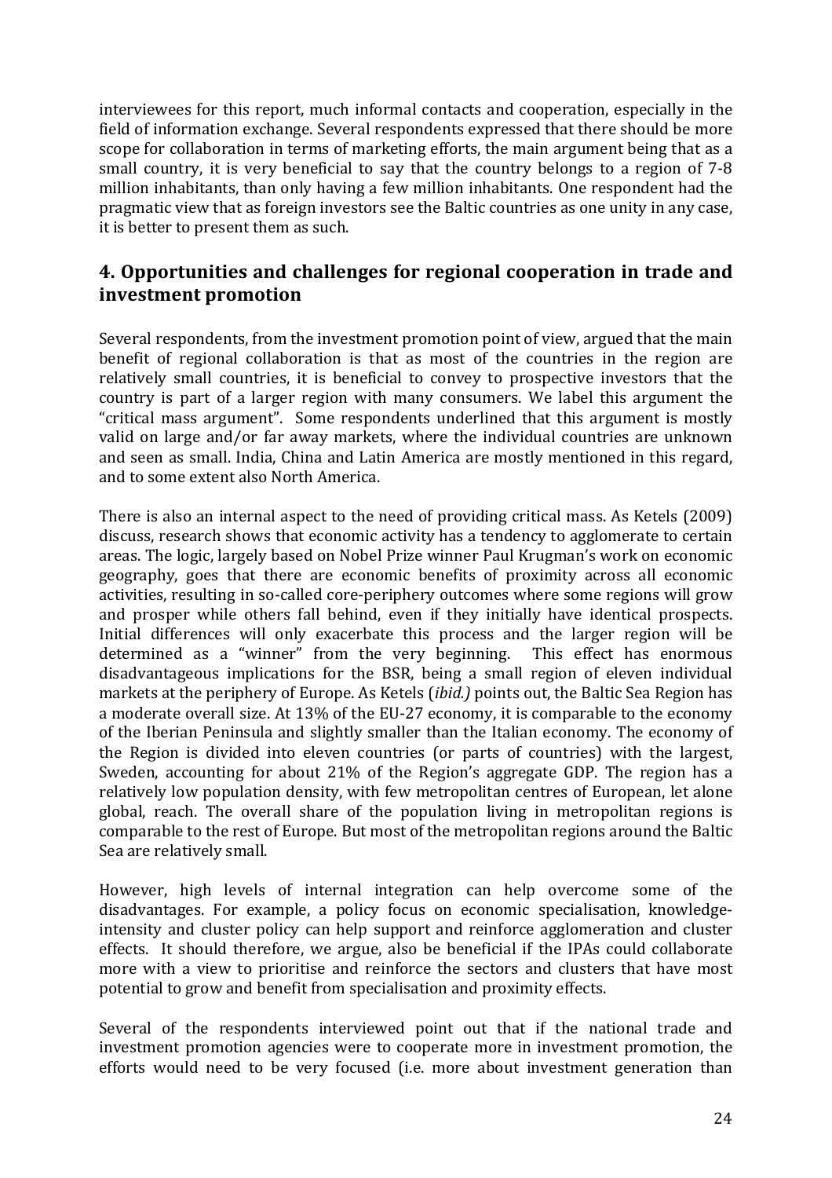interviewees for this report, much informal contacts and cooperation, especially in the field of information exchange. Several respondents expressed that there should be more scope for collaboration in terms of marketing efforts, the main argument being that as a small country, it is very beneficial to say that the country belongs to a region of 7-8 million inhabitants, than only having a few million inhabitants. One respondent had the pragmatic view that as foreign investors see the Baltic countries as one unity in any case, it is better to present them as such.

## 4. Opportunities and challenges for regional cooperation in trade and investment promotion

Several respondents, from the investment promotion point of view, argued that the main benefit of regional collaboration is that as most of the countries in the region are relatively small countries, it is beneficial to convey to prospective investors that the country is part of a larger region with many consumers. We label this argument the "critical mass argument". Some respondents underlined that this argument is mostly valid on large and/or far away markets, where the individual countries are unknown and seen as small. India, China and Latin America are mostly mentioned in this regard, and to some extent also North America.

There is also an internal aspect to the need of providing critical mass. As Ketels (2009) discuss, research shows that economic activity has a tendency to agglomerate to certain areas. The logic, largely based on Nobel Prize winner Paul Krugman's work on economic geography, goes that there are economic benefits of proximity across all economic activities, resulting in so-called core-periphery outcomes where some regions will grow and prosper while others fall behind, even if they initially have identical prospects. Initial differences will only exacerbate this process and the larger region will be determined as a "winner" from the very beginning. This effect has enormous disadvantageous implications for the BSR, being a small region of eleven individual markets at the periphery of Europe. As Ketels (*ibid.)* points out, the Baltic Sea Region has a moderate overall size. At 13% of the EU-27 economy, it is comparable to the economy of the Iberian Peninsula and slightly smaller than the Italian economy. The economy of the Region is divided into eleven countries (or parts of countries) with the largest, Sweden, accounting for about 21% of the Region's aggregate GDP. The region has a relatively low population density, with few metropolitan centres of European, let alone global, reach. The overall share of the population living in metropolitan regions is comparable to the rest of Europe. But most of the metropolitan regions around the Baltic Sea are relatively small.

However, high levels of internal integration can help overcome some of the disadvantages. For example, a policy focus on economic specialisation, knowledge-intensity and cluster policy can help support and reinforce agglomeration and cluster effects. It should therefore, we argue, also be beneficial if the IPAs could collaborate more with a view to prioritise and reinforce the sectors and clusters that have most potential to grow and benefit from specialisation and proximity effects.

Several of the respondents interviewed point out that if the national trade and investment promotion agencies were to cooperate more in investment promotion, the efforts would need to be very focused (i.e. more about investment generation than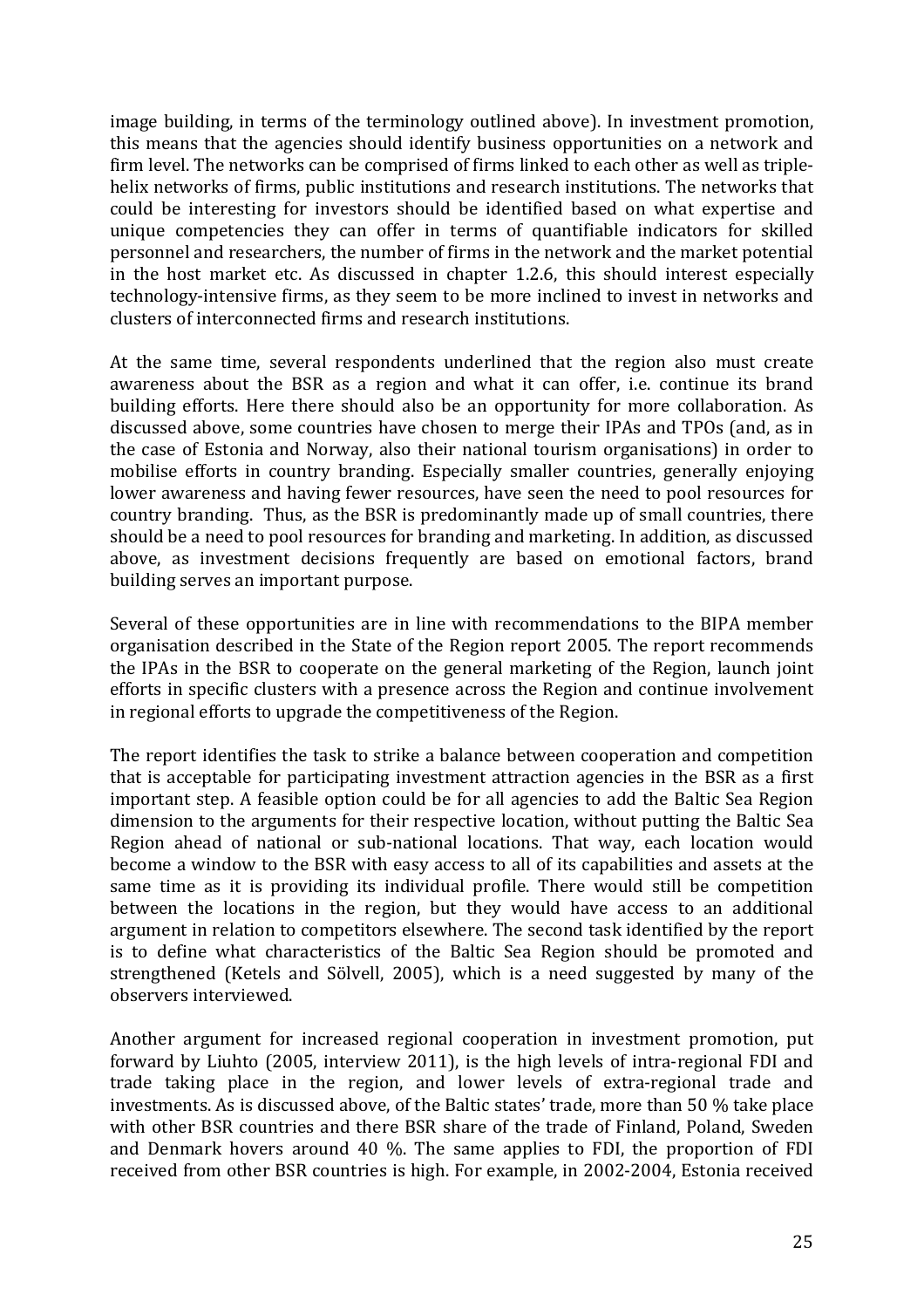image building, in terms of the terminology outlined above). In investment promotion, this means that the agencies should identify business opportunities on a network and firm level. The networks can be comprised of firms linked to each other as well as triple-helix networks of firms, public institutions and research institutions. The networks that could be interesting for investors should be identified based on what expertise and unique competencies they can offer in terms of quantifiable indicators for skilled personnel and researchers, the number of firms in the network and the market potential in the host market etc. As discussed in chapter 1.2.6, this should interest especially technology-intensive firms, as they seem to be more inclined to invest in networks and clusters of interconnected firms and research institutions.

At the same time, several respondents underlined that the region also must create awareness about the BSR as a region and what it can offer, i.e. continue its brand building efforts. Here there should also be an opportunity for more collaboration. As discussed above, some countries have chosen to merge their IPAs and TPOs (and, as in the case of Estonia and Norway, also their national tourism organisations) in order to mobilise efforts in country branding. Especially smaller countries, generally enjoying lower awareness and having fewer resources, have seen the need to pool resources for country branding. Thus, as the BSR is predominantly made up of small countries, there should be a need to pool resources for branding and marketing. In addition, as discussed above, as investment decisions frequently are based on emotional factors, brand building serves an important purpose.

Several of these opportunities are in line with recommendations to the BIPA member organisation described in the State of the Region report 2005. The report recommends the IPAs in the BSR to cooperate on the general marketing of the Region, launch joint efforts in specific clusters with a presence across the Region and continue involvement in regional efforts to upgrade the competitiveness of the Region.

The report identifies the task to strike a balance between cooperation and competition that is acceptable for participating investment attraction agencies in the BSR as a first important step. A feasible option could be for all agencies to add the Baltic Sea Region dimension to the arguments for their respective location, without putting the Baltic Sea Region ahead of national or sub-national locations. That way, each location would become a window to the BSR with easy access to all of its capabilities and assets at the same time as it is providing its individual profile. There would still be competition between the locations in the region, but they would have access to an additional argument in relation to competitors elsewhere. The second task identified by the report is to define what characteristics of the Baltic Sea Region should be promoted and strengthened (Ketels and Sölvell, 2005), which is a need suggested by many of the observers interviewed.

Another argument for increased regional cooperation in investment promotion, put forward by Liuhto (2005, interview 2011), is the high levels of intra-regional FDI and trade taking place in the region, and lower levels of extra-regional trade and investments. As is discussed above, of the Baltic states' trade, more than 50 % take place with other BSR countries and there BSR share of the trade of Finland, Poland, Sweden and Denmark hovers around 40 %. The same applies to FDI, the proportion of FDI received from other BSR countries is high. For example, in 2002-2004, Estonia received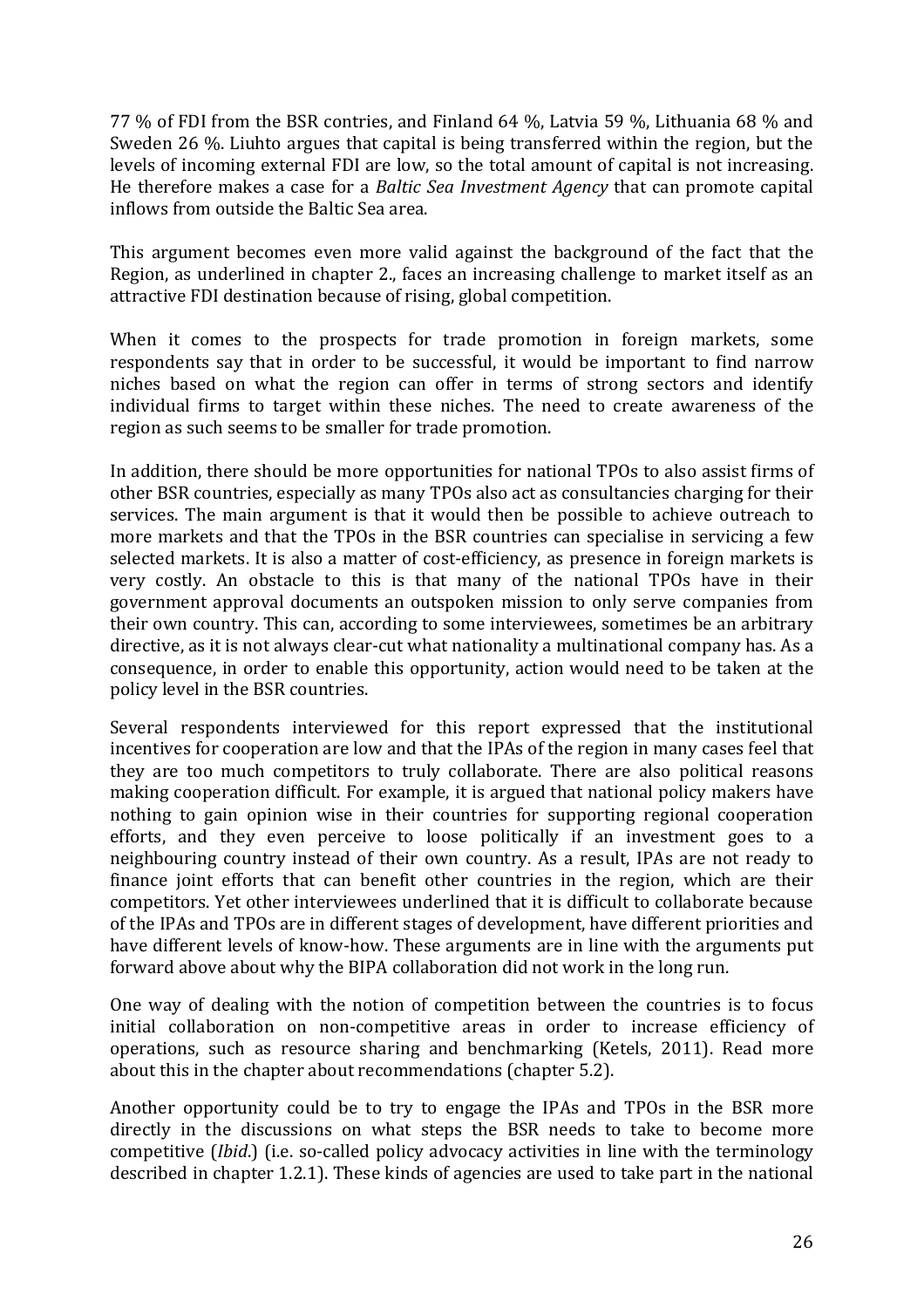77 % of FDI from the BSR contries, and Finland 64 %, Latvia 59 %, Lithuania 68 % and Sweden 26 %. Liuhto argues that capital is being transferred within the region, but the levels of incoming external FDI are low, so the total amount of capital is not increasing. He therefore makes a case for a *Baltic Sea Investment Agency* that can promote capital inflows from outside the Baltic Sea area.

This argument becomes even more valid against the background of the fact that the Region, as underlined in chapter 2., faces an increasing challenge to market itself as an attractive FDI destination because of rising, global competition.

When it comes to the prospects for trade promotion in foreign markets, some respondents say that in order to be successful, it would be important to find narrow niches based on what the region can offer in terms of strong sectors and identify individual firms to target within these niches. The need to create awareness of the region as such seems to be smaller for trade promotion.

In addition, there should be more opportunities for national TPOs to also assist firms of other BSR countries, especially as many TPOs also act as consultancies charging for their services. The main argument is that it would then be possible to achieve outreach to more markets and that the TPOs in the BSR countries can specialise in servicing a few selected markets. It is also a matter of cost-efficiency, as presence in foreign markets is very costly. An obstacle to this is that many of the national TPOs have in their government approval documents an outspoken mission to only serve companies from their own country. This can, according to some interviewees, sometimes be an arbitrary directive, as it is not always clear-cut what nationality a multinational company has. As a consequence, in order to enable this opportunity, action would need to be taken at the policy level in the BSR countries.

Several respondents interviewed for this report expressed that the institutional incentives for cooperation are low and that the IPAs of the region in many cases feel that they are too much competitors to truly collaborate. There are also political reasons making cooperation difficult. For example, it is argued that national policy makers have nothing to gain opinion wise in their countries for supporting regional cooperation efforts, and they even perceive to loose politically if an investment goes to a neighbouring country instead of their own country. As a result, IPAs are not ready to finance joint efforts that can benefit other countries in the region, which are their competitors. Yet other interviewees underlined that it is difficult to collaborate because of the IPAs and TPOs are in different stages of development, have different priorities and have different levels of know-how. These arguments are in line with the arguments put forward above about why the BIPA collaboration did not work in the long run.

One way of dealing with the notion of competition between the countries is to focus initial collaboration on non-competitive areas in order to increase efficiency of operations, such as resource sharing and benchmarking (Ketels, 2011). Read more about this in the chapter about recommendations (chapter 5.2).

Another opportunity could be to try to engage the IPAs and TPOs in the BSR more directly in the discussions on what steps the BSR needs to take to become more competitive (*Ibid*.) (i.e. so-called policy advocacy activities in line with the terminology described in chapter 1.2.1). These kinds of agencies are used to take part in the national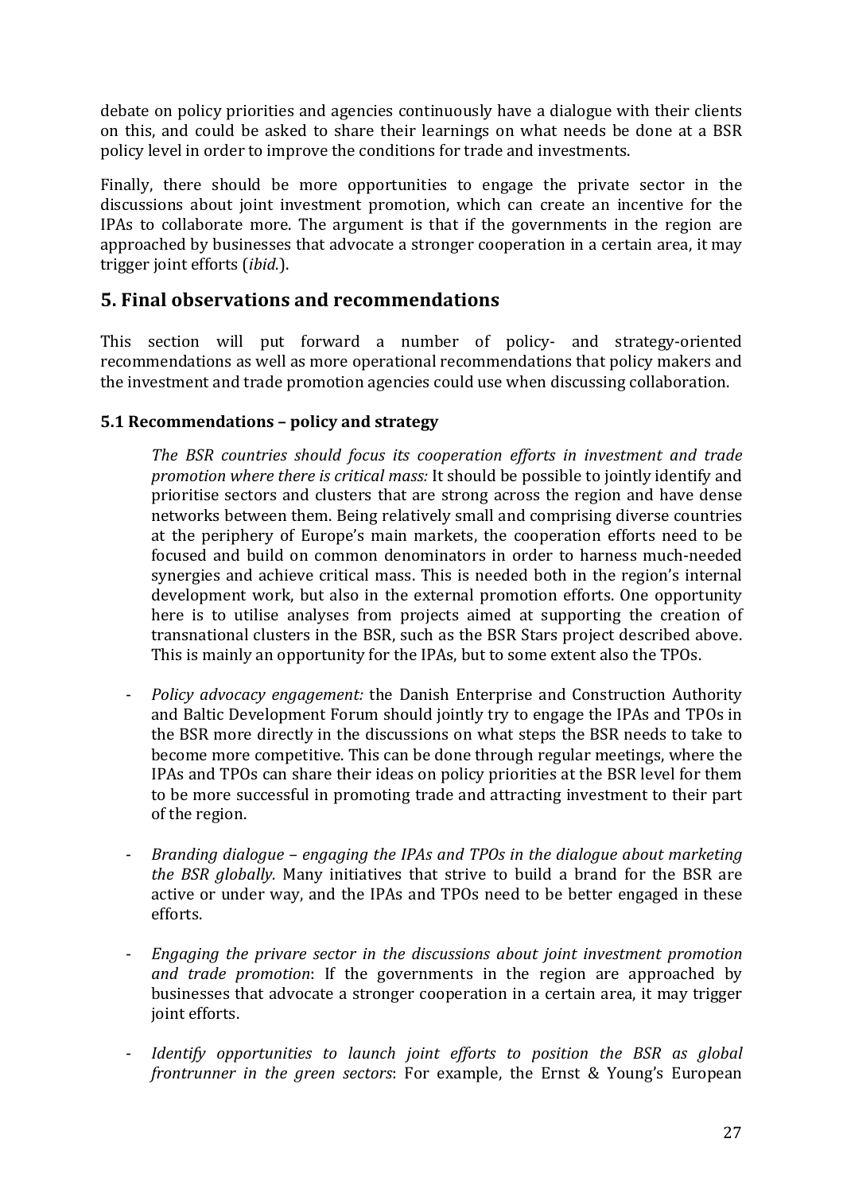debate on policy priorities and agencies continuously have a dialogue with their clients on this, and could be asked to share their learnings on what needs be done at a BSR policy level in order to improve the conditions for trade and investments.

Finally, there should be more opportunities to engage the private sector in the discussions about joint investment promotion, which can create an incentive for the IPAs to collaborate more. The argument is that if the governments in the region are approached by businesses that advocate a stronger cooperation in a certain area, it may trigger joint efforts (*ibid.*).

## 5. Final observations and recommendations

This section will put forward a number of policy- and strategy-oriented recommendations as well as more operational recommendations that policy makers and the investment and trade promotion agencies could use when discussing collaboration.

### 5.1 Recommendations – policy and strategy

*The BSR countries should focus its cooperation efforts in investment and trade promotion where there is critical mass:* It should be possible to jointly identify and prioritise sectors and clusters that are strong across the region and have dense networks between them. Being relatively small and comprising diverse countries at the periphery of Europe's main markets, the cooperation efforts need to be focused and build on common denominators in order to harness much-needed synergies and achieve critical mass. This is needed both in the region's internal development work, but also in the external promotion efforts. One opportunity here is to utilise analyses from projects aimed at supporting the creation of transnational clusters in the BSR, such as the BSR Stars project described above. This is mainly an opportunity for the IPAs, but to some extent also the TPOs.

- *Policy advocacy engagement:* the Danish Enterprise and Construction Authority and Baltic Development Forum should jointly try to engage the IPAs and TPOs in the BSR more directly in the discussions on what steps the BSR needs to take to become more competitive. This can be done through regular meetings, where the IPAs and TPOs can share their ideas on policy priorities at the BSR level for them to be more successful in promoting trade and attracting investment to their part of the region.

- *Branding dialogue – engaging the IPAs and TPOs in the dialogue about marketing the BSR globally.* Many initiatives that strive to build a brand for the BSR are active or under way, and the IPAs and TPOs need to be better engaged in these efforts.

- *Engaging the privare sector in the discussions about joint investment promotion and trade promotion*: If the governments in the region are approached by businesses that advocate a stronger cooperation in a certain area, it may trigger joint efforts.

- *Identify opportunities to launch joint efforts to position the BSR as global frontrunner in the green sectors*: For example, the Ernst & Young's European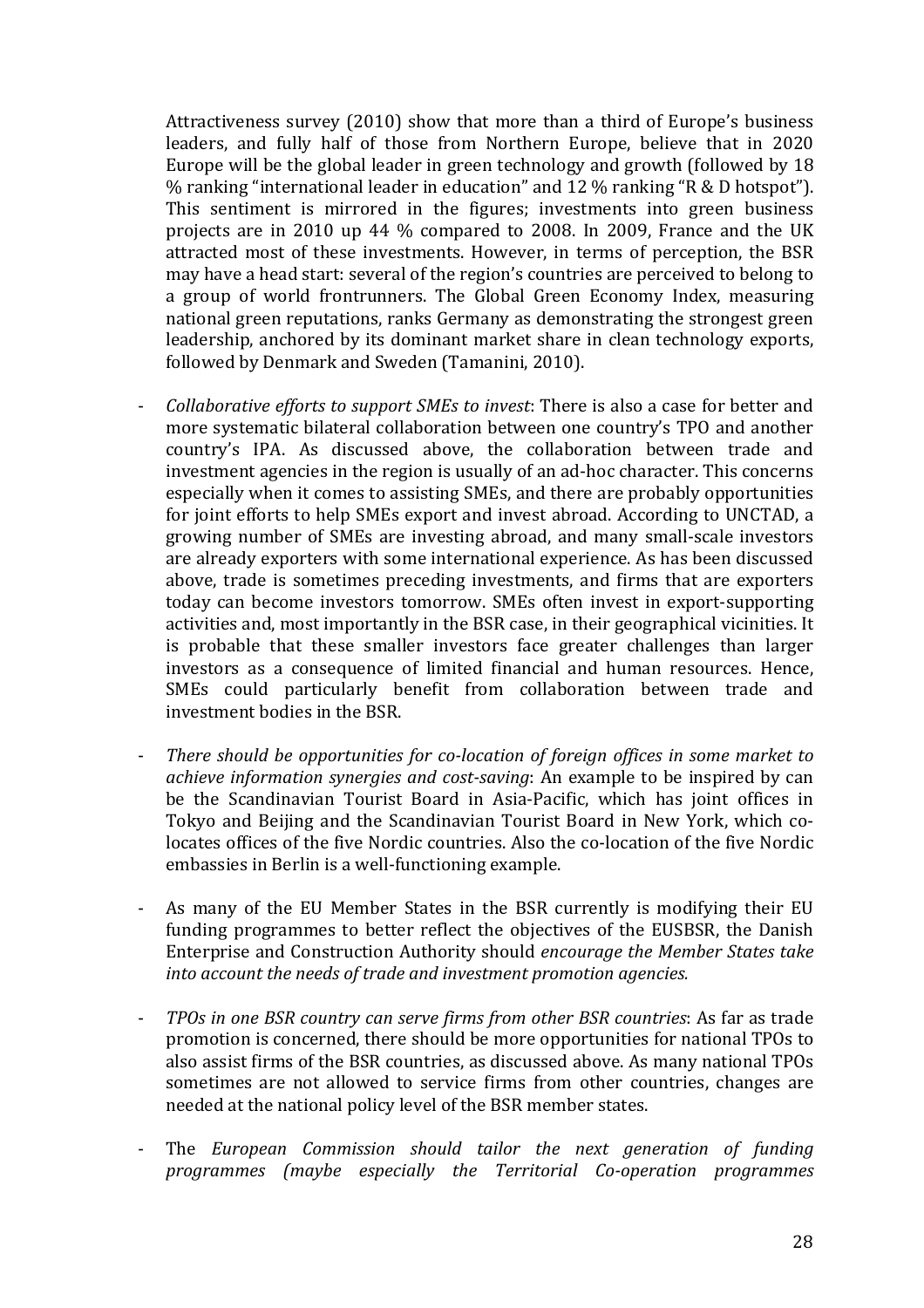Attractiveness survey (2010) show that more than a third of Europe's business leaders, and fully half of those from Northern Europe, believe that in 2020 Europe will be the global leader in green technology and growth (followed by 18 % ranking "international leader in education" and 12 % ranking "R & D hotspot"). This sentiment is mirrored in the figures; investments into green business projects are in 2010 up 44 % compared to 2008. In 2009, France and the UK attracted most of these investments. However, in terms of perception, the BSR may have a head start: several of the region's countries are perceived to belong to a group of world frontrunners. The Global Green Economy Index, measuring national green reputations, ranks Germany as demonstrating the strongest green leadership, anchored by its dominant market share in clean technology exports, followed by Denmark and Sweden (Tamanini, 2010).

- *Collaborative efforts to support SMEs to invest*: There is also a case for better and more systematic bilateral collaboration between one country's TPO and another country's IPA. As discussed above, the collaboration between trade and investment agencies in the region is usually of an ad-hoc character. This concerns especially when it comes to assisting SMEs, and there are probably opportunities for joint efforts to help SMEs export and invest abroad. According to UNCTAD, a growing number of SMEs are investing abroad, and many small-scale investors are already exporters with some international experience. As has been discussed above, trade is sometimes preceding investments, and firms that are exporters today can become investors tomorrow. SMEs often invest in export-supporting activities and, most importantly in the BSR case, in their geographical vicinities. It is probable that these smaller investors face greater challenges than larger investors as a consequence of limited financial and human resources. Hence, SMEs could particularly benefit from collaboration between trade and investment bodies in the BSR.

- *There should be opportunities for co-location of foreign offices in some market to achieve information synergies and cost-saving*: An example to be inspired by can be the Scandinavian Tourist Board in Asia-Pacific, which has joint offices in Tokyo and Beijing and the Scandinavian Tourist Board in New York, which co-locates offices of the five Nordic countries. Also the co-location of the five Nordic embassies in Berlin is a well-functioning example.

- As many of the EU Member States in the BSR currently is modifying their EU funding programmes to better reflect the objectives of the EUSBSR, the Danish Enterprise and Construction Authority should *encourage the Member States take into account the needs of trade and investment promotion agencies.*

- *TPOs in one BSR country can serve firms from other BSR countries*: As far as trade promotion is concerned, there should be more opportunities for national TPOs to also assist firms of the BSR countries, as discussed above. As many national TPOs sometimes are not allowed to service firms from other countries, changes are needed at the national policy level of the BSR member states.

- The *European Commission should tailor the next generation of funding programmes (maybe especially the Territorial Co-operation programmes*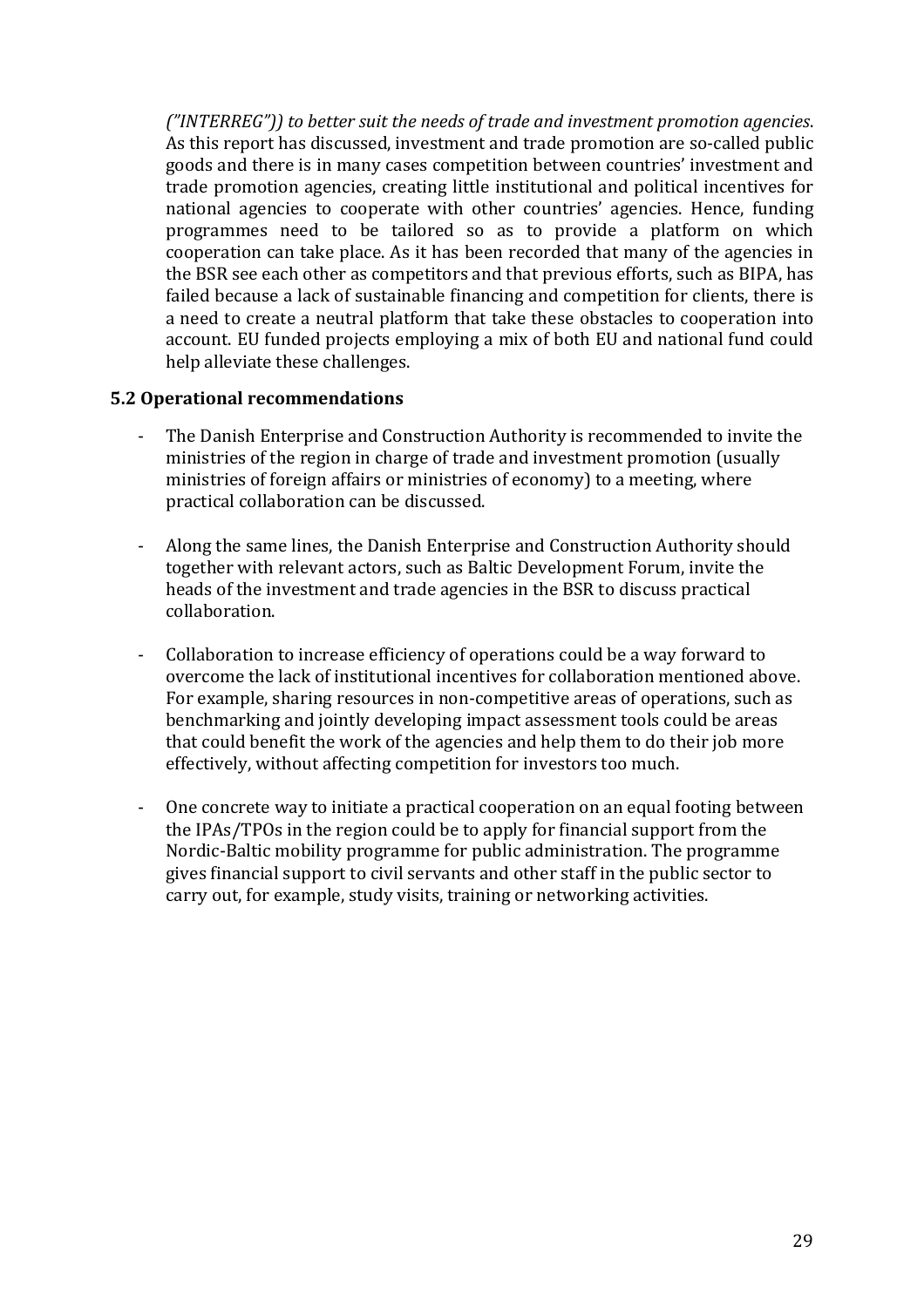*("INTERREG")) to better suit the needs of trade and investment promotion agencies*. As this report has discussed, investment and trade promotion are so-called public goods and there is in many cases competition between countries' investment and trade promotion agencies, creating little institutional and political incentives for national agencies to cooperate with other countries' agencies. Hence, funding programmes need to be tailored so as to provide a platform on which cooperation can take place. As it has been recorded that many of the agencies in the BSR see each other as competitors and that previous efforts, such as BIPA, has failed because a lack of sustainable financing and competition for clients, there is a need to create a neutral platform that take these obstacles to cooperation into account. EU funded projects employing a mix of both EU and national fund could help alleviate these challenges.

### 5.2 Operational recommendations

- The Danish Enterprise and Construction Authority is recommended to invite the ministries of the region in charge of trade and investment promotion (usually ministries of foreign affairs or ministries of economy) to a meeting, where practical collaboration can be discussed.

- Along the same lines, the Danish Enterprise and Construction Authority should together with relevant actors, such as Baltic Development Forum, invite the heads of the investment and trade agencies in the BSR to discuss practical collaboration.

- Collaboration to increase efficiency of operations could be a way forward to overcome the lack of institutional incentives for collaboration mentioned above. For example, sharing resources in non-competitive areas of operations, such as benchmarking and jointly developing impact assessment tools could be areas that could benefit the work of the agencies and help them to do their job more effectively, without affecting competition for investors too much.

- One concrete way to initiate a practical cooperation on an equal footing between the IPAs/TPOs in the region could be to apply for financial support from the Nordic-Baltic mobility programme for public administration. The programme gives financial support to civil servants and other staff in the public sector to carry out, for example, study visits, training or networking activities.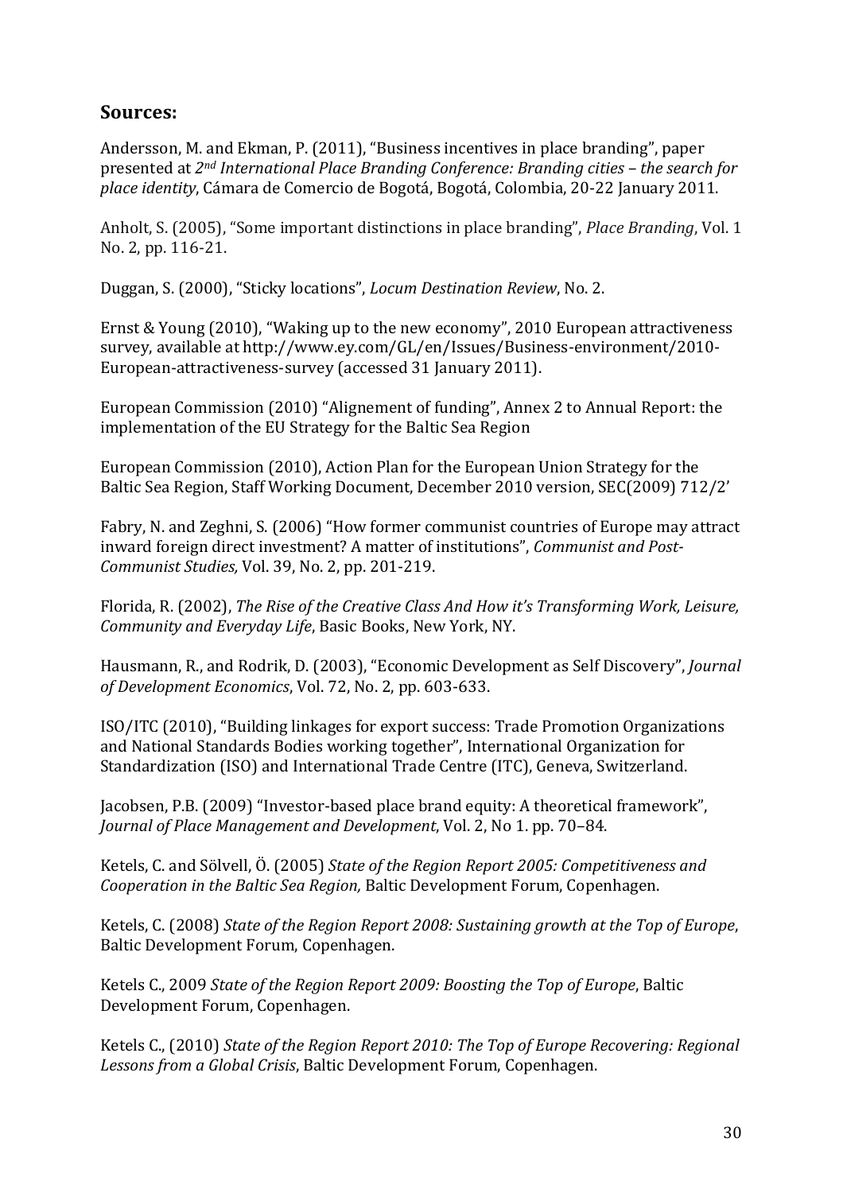## Sources:

Andersson, M. and Ekman, P. (2011), "Business incentives in place branding", paper presented at *2nd International Place Branding Conference: Branding cities – the search for place identity*, Cámara de Comercio de Bogotá, Bogotá, Colombia, 20-22 January 2011.

Anholt, S. (2005), "Some important distinctions in place branding", *Place Branding*, Vol. 1 No. 2, pp. 116-21.

Duggan, S. (2000), "Sticky locations", *Locum Destination Review*, No. 2.

Ernst & Young (2010), "Waking up to the new economy", 2010 European attractiveness survey, available at http://www.ey.com/GL/en/Issues/Business-environment/2010-European-attractiveness-survey (accessed 31 January 2011).

European Commission (2010) "Alignement of funding", Annex 2 to Annual Report: the implementation of the EU Strategy for the Baltic Sea Region

European Commission (2010), Action Plan for the European Union Strategy for the Baltic Sea Region, Staff Working Document, December 2010 version, SEC(2009) 712/2'

Fabry, N. and Zeghni, S. (2006) "How former communist countries of Europe may attract inward foreign direct investment? A matter of institutions", *Communist and Post-Communist Studies,* Vol. 39, No. 2, pp. 201-219.

Florida, R. (2002), *The Rise of the Creative Class And How it's Transforming Work, Leisure, Community and Everyday Life*, Basic Books, New York, NY.

Hausmann, R., and Rodrik, D. (2003), "Economic Development as Self Discovery", *Journal of Development Economics*, Vol. 72, No. 2, pp. 603-633.

ISO/ITC (2010), "Building linkages for export success: Trade Promotion Organizations and National Standards Bodies working together", International Organization for Standardization (ISO) and International Trade Centre (ITC), Geneva, Switzerland.

Jacobsen, P.B. (2009) "Investor-based place brand equity: A theoretical framework", *Journal of Place Management and Development*, Vol. 2, No 1. pp. 70–84.

Ketels, C. and Sölvell, Ö. (2005) *State of the Region Report 2005: Competitiveness and Cooperation in the Baltic Sea Region,* Baltic Development Forum, Copenhagen.

Ketels, C. (2008) *State of the Region Report 2008: Sustaining growth at the Top of Europe*, Baltic Development Forum, Copenhagen.

Ketels C., 2009 *State of the Region Report 2009: Boosting the Top of Europe*, Baltic Development Forum, Copenhagen.

Ketels C., (2010) *State of the Region Report 2010: The Top of Europe Recovering: Regional Lessons from a Global Crisis*, Baltic Development Forum, Copenhagen.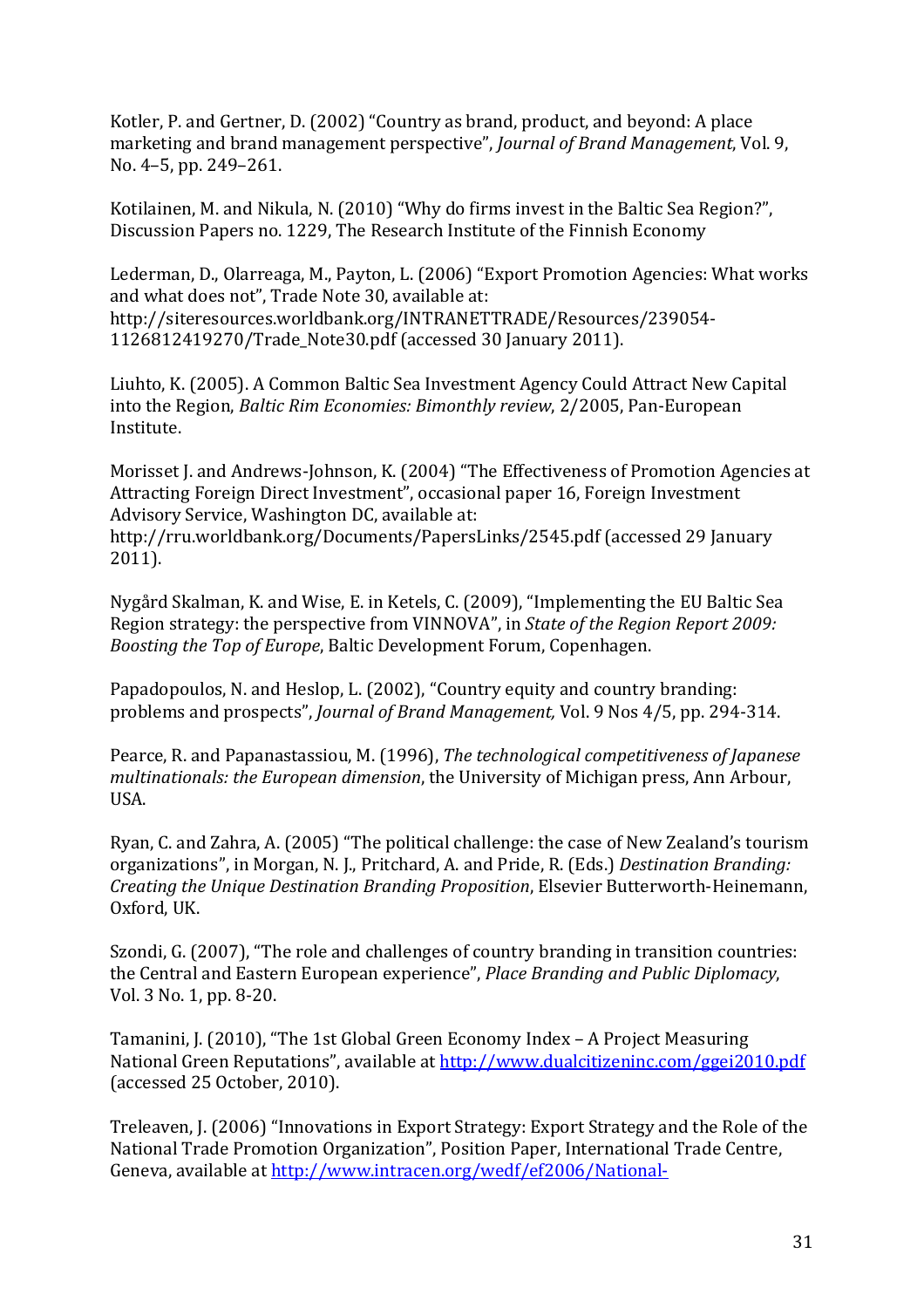Kotler, P. and Gertner, D. (2002) "Country as brand, product, and beyond: A place marketing and brand management perspective", *Journal of Brand Management*, Vol. 9, No. 4–5, pp. 249–261.

Kotilainen, M. and Nikula, N. (2010) "Why do firms invest in the Baltic Sea Region?", Discussion Papers no. 1229, The Research Institute of the Finnish Economy

Lederman, D., Olarreaga, M., Payton, L. (2006) "Export Promotion Agencies: What works and what does not", Trade Note 30, available at: http://siteresources.worldbank.org/INTRANETTRADE/Resources/239054-1126812419270/Trade_Note30.pdf (accessed 30 January 2011).

Liuhto, K. (2005). A Common Baltic Sea Investment Agency Could Attract New Capital into the Region, *Baltic Rim Economies: Bimonthly review*, 2/2005, Pan-European Institute.

Morisset J. and Andrews-Johnson, K. (2004) "The Effectiveness of Promotion Agencies at Attracting Foreign Direct Investment", occasional paper 16, Foreign Investment Advisory Service, Washington DC, available at: http://rru.worldbank.org/Documents/PapersLinks/2545.pdf (accessed 29 January 2011).

Nygård Skalman, K. and Wise, E. in Ketels, C. (2009), "Implementing the EU Baltic Sea Region strategy: the perspective from VINNOVA", in *State of the Region Report 2009: Boosting the Top of Europe*, Baltic Development Forum, Copenhagen.

Papadopoulos, N. and Heslop, L. (2002), "Country equity and country branding: problems and prospects", *Journal of Brand Management,* Vol. 9 Nos 4/5, pp. 294-314.

Pearce, R. and Papanastassiou, M. (1996), *The technological competitiveness of Japanese multinationals: the European dimension*, the University of Michigan press, Ann Arbour, USA.

Ryan, C. and Zahra, A. (2005) "The political challenge: the case of New Zealand's tourism organizations", in Morgan, N. J., Pritchard, A. and Pride, R. (Eds.) *Destination Branding: Creating the Unique Destination Branding Proposition*, Elsevier Butterworth-Heinemann, Oxford, UK.

Szondi, G. (2007), "The role and challenges of country branding in transition countries: the Central and Eastern European experience", *Place Branding and Public Diplomacy*, Vol. 3 No. 1, pp. 8-20.

Tamanini, J. (2010), "The 1st Global Green Economy Index – A Project Measuring National Green Reputations", available at http://www.dualcitizeninc.com/ggei2010.pdf (accessed 25 October, 2010).

Treleaven, J. (2006) "Innovations in Export Strategy: Export Strategy and the Role of the National Trade Promotion Organization", Position Paper, International Trade Centre, Geneva, available at http://www.intracen.org/wedf/ef2006/National-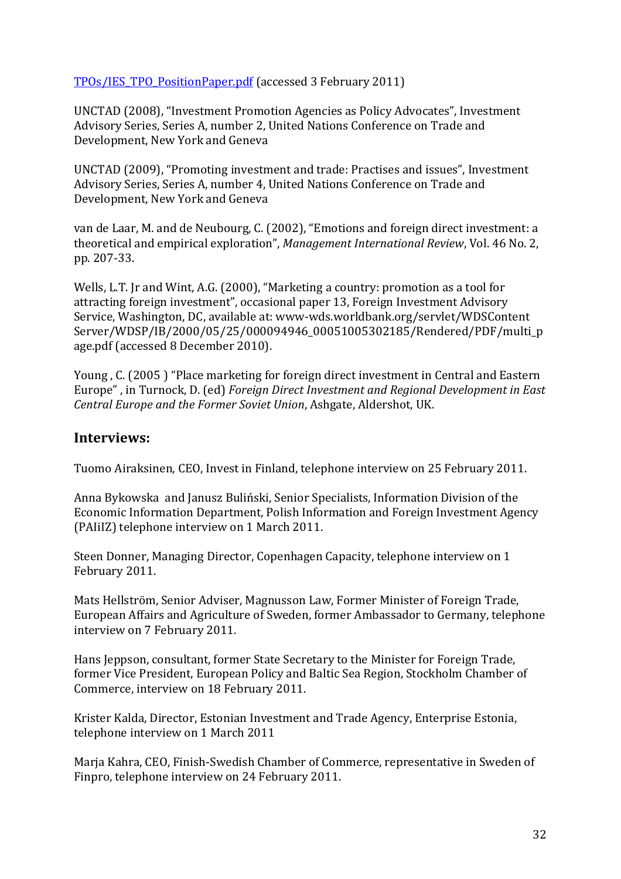TPOs/IES_TPO_PositionPaper.pdf (accessed 3 February 2011)

UNCTAD (2008), "Investment Promotion Agencies as Policy Advocates", Investment Advisory Series, Series A, number 2, United Nations Conference on Trade and Development, New York and Geneva

UNCTAD (2009), "Promoting investment and trade: Practises and issues", Investment Advisory Series, Series A, number 4, United Nations Conference on Trade and Development, New York and Geneva

van de Laar, M. and de Neubourg, C. (2002), "Emotions and foreign direct investment: a theoretical and empirical exploration", *Management International Review*, Vol. 46 No. 2, pp. 207-33.

Wells, L.T. Jr and Wint, A.G. (2000), "Marketing a country: promotion as a tool for attracting foreign investment", occasional paper 13, Foreign Investment Advisory Service, Washington, DC, available at: www-wds.worldbank.org/servlet/WDSContent Server/WDSP/IB/2000/05/25/000094946_00051005302185/Rendered/PDF/multi_page.pdf (accessed 8 December 2010).

Young , C. (2005 ) "Place marketing for foreign direct investment in Central and Eastern Europe" , in Turnock, D. (ed) *Foreign Direct Investment and Regional Development in East Central Europe and the Former Soviet Union*, Ashgate, Aldershot, UK.

## Interviews:

Tuomo Airaksinen, CEO, Invest in Finland, telephone interview on 25 February 2011.

Anna Bykowska and Janusz Buliński, Senior Specialists, Information Division of the Economic Information Department, Polish Information and Foreign Investment Agency (PAIiIZ) telephone interview on 1 March 2011.

Steen Donner, Managing Director, Copenhagen Capacity, telephone interview on 1 February 2011.

Mats Hellström, Senior Adviser, Magnusson Law, Former Minister of Foreign Trade, European Affairs and Agriculture of Sweden, former Ambassador to Germany, telephone interview on 7 February 2011.

Hans Jeppson, consultant, former State Secretary to the Minister for Foreign Trade, former Vice President, European Policy and Baltic Sea Region, Stockholm Chamber of Commerce, interview on 18 February 2011.

Krister Kalda, Director, Estonian Investment and Trade Agency, Enterprise Estonia, telephone interview on 1 March 2011

Marja Kahra, CEO, Finish-Swedish Chamber of Commerce, representative in Sweden of Finpro, telephone interview on 24 February 2011.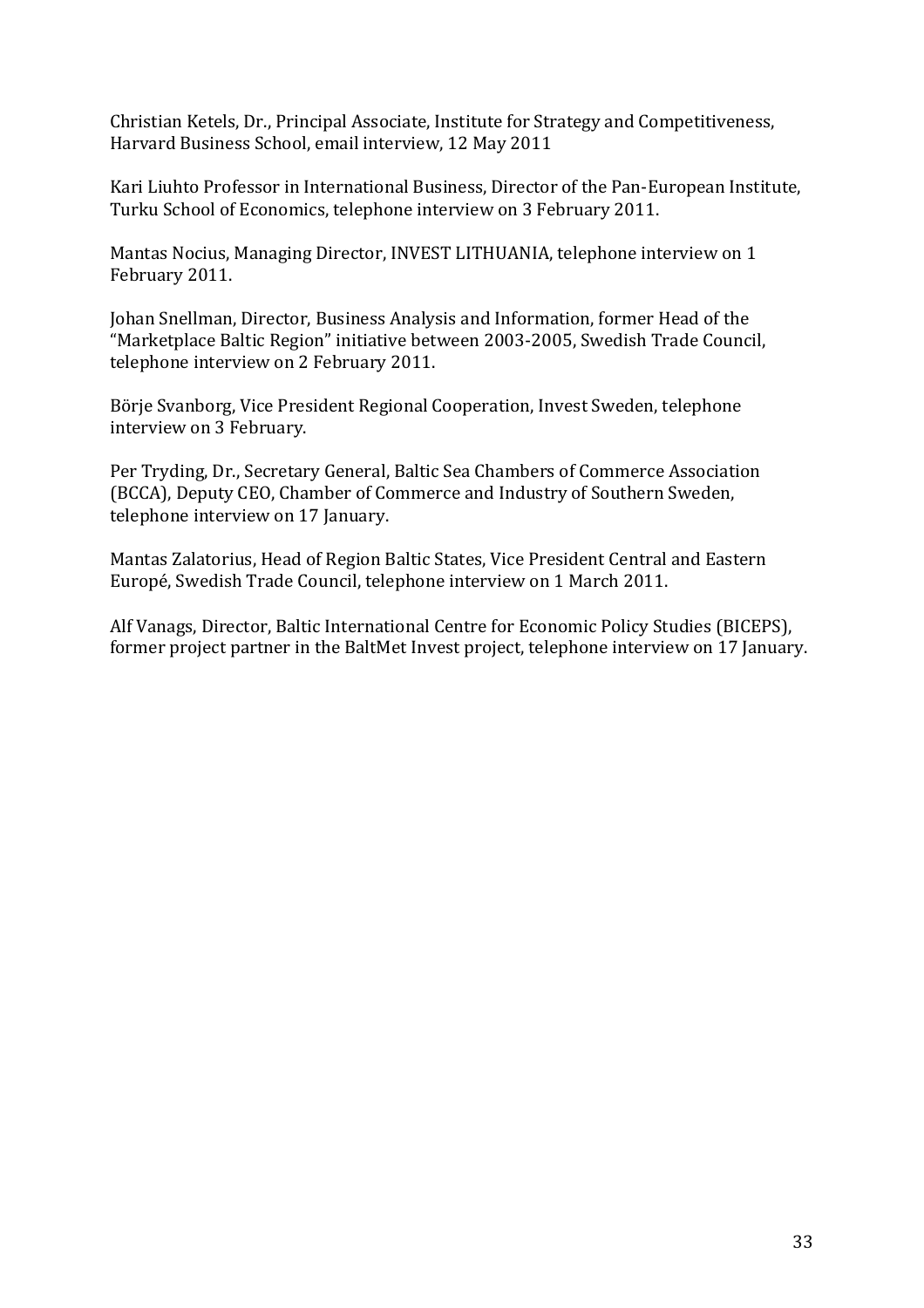Christian Ketels, Dr., Principal Associate, Institute for Strategy and Competitiveness, Harvard Business School, email interview, 12 May 2011

Kari Liuhto Professor in International Business, Director of the Pan-European Institute, Turku School of Economics, telephone interview on 3 February 2011.

Mantas Nocius, Managing Director, INVEST LITHUANIA, telephone interview on 1 February 2011.

Johan Snellman, Director, Business Analysis and Information, former Head of the "Marketplace Baltic Region" initiative between 2003-2005, Swedish Trade Council, telephone interview on 2 February 2011.

Börje Svanborg, Vice President Regional Cooperation, Invest Sweden, telephone interview on 3 February.

Per Tryding, Dr., Secretary General, Baltic Sea Chambers of Commerce Association (BCCA), Deputy CEO, Chamber of Commerce and Industry of Southern Sweden, telephone interview on 17 January.

Mantas Zalatorius, Head of Region Baltic States, Vice President Central and Eastern Europé, Swedish Trade Council, telephone interview on 1 March 2011.

Alf Vanags, Director, Baltic International Centre for Economic Policy Studies (BICEPS), former project partner in the BaltMet Invest project, telephone interview on 17 January.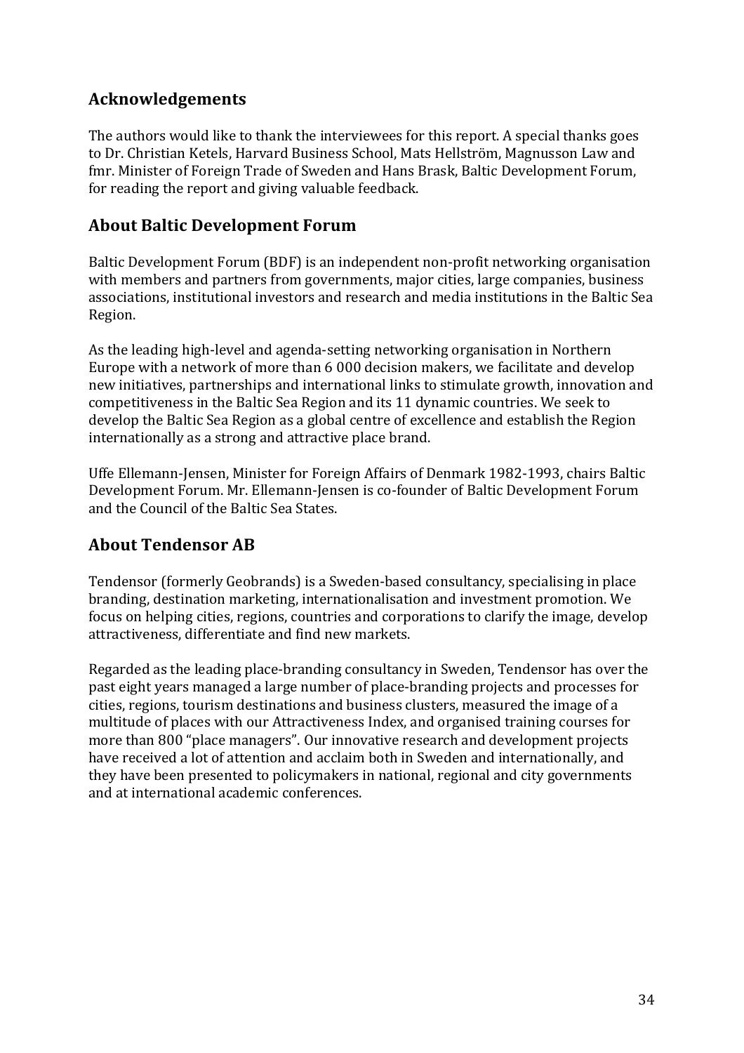## Acknowledgements

The authors would like to thank the interviewees for this report. A special thanks goes to Dr. Christian Ketels, Harvard Business School, Mats Hellström, Magnusson Law and fmr. Minister of Foreign Trade of Sweden and Hans Brask, Baltic Development Forum, for reading the report and giving valuable feedback.

## About Baltic Development Forum

Baltic Development Forum (BDF) is an independent non-profit networking organisation with members and partners from governments, major cities, large companies, business associations, institutional investors and research and media institutions in the Baltic Sea Region.

As the leading high-level and agenda-setting networking organisation in Northern Europe with a network of more than 6 000 decision makers, we facilitate and develop new initiatives, partnerships and international links to stimulate growth, innovation and competitiveness in the Baltic Sea Region and its 11 dynamic countries. We seek to develop the Baltic Sea Region as a global centre of excellence and establish the Region internationally as a strong and attractive place brand.

Uffe Ellemann-Jensen, Minister for Foreign Affairs of Denmark 1982-1993, chairs Baltic Development Forum. Mr. Ellemann-Jensen is co-founder of Baltic Development Forum and the Council of the Baltic Sea States.

## About Tendensor AB

Tendensor (formerly Geobrands) is a Sweden-based consultancy, specialising in place branding, destination marketing, internationalisation and investment promotion. We focus on helping cities, regions, countries and corporations to clarify the image, develop attractiveness, differentiate and find new markets.

Regarded as the leading place-branding consultancy in Sweden, Tendensor has over the past eight years managed a large number of place-branding projects and processes for cities, regions, tourism destinations and business clusters, measured the image of a multitude of places with our Attractiveness Index, and organised training courses for more than 800 "place managers". Our innovative research and development projects have received a lot of attention and acclaim both in Sweden and internationally, and they have been presented to policymakers in national, regional and city governments and at international academic conferences.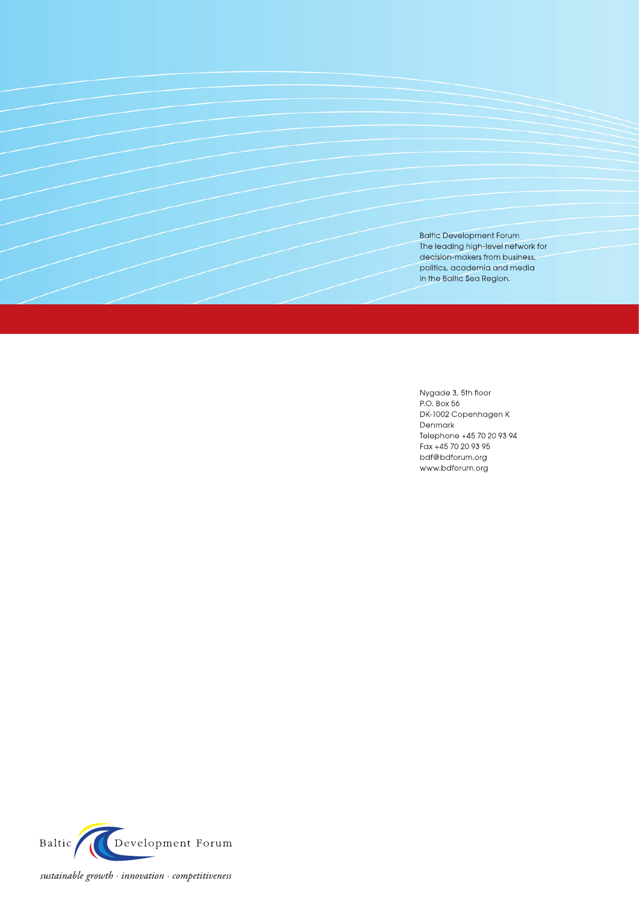Baltic Development Forum
The leading high-level network for decision-makers from business, politics, academia and media in the Baltic Sea Region.

Nygade 3, 5th floor
P.O. Box 56
DK-1002 Copenhagen K
Denmark
Telephone +45 70 20 93 94
Fax +45 70 20 93 95
bdf@bdforum.org
www.bdforum.org

Baltic Development Forum

*sustainable growth · innovation · competitiveness*